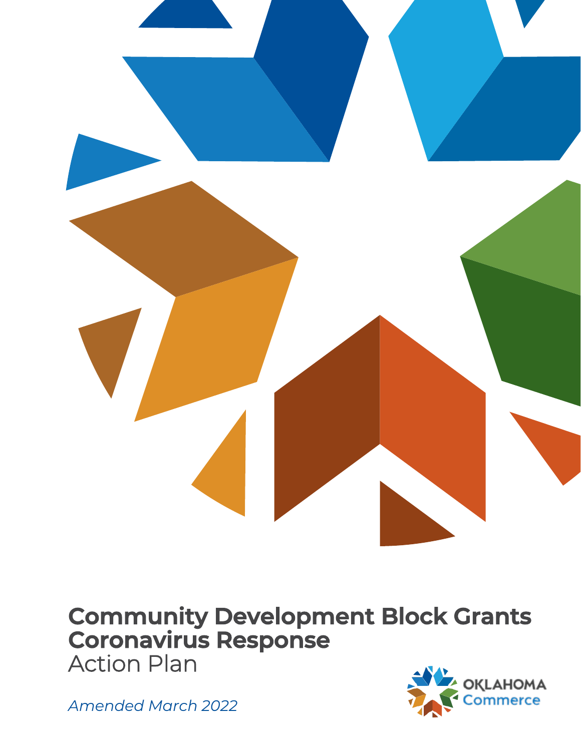# Community Development Block Grants Coronavirus Response

Action Plan

*Amended March 2022*

OKLAHOMA Commerce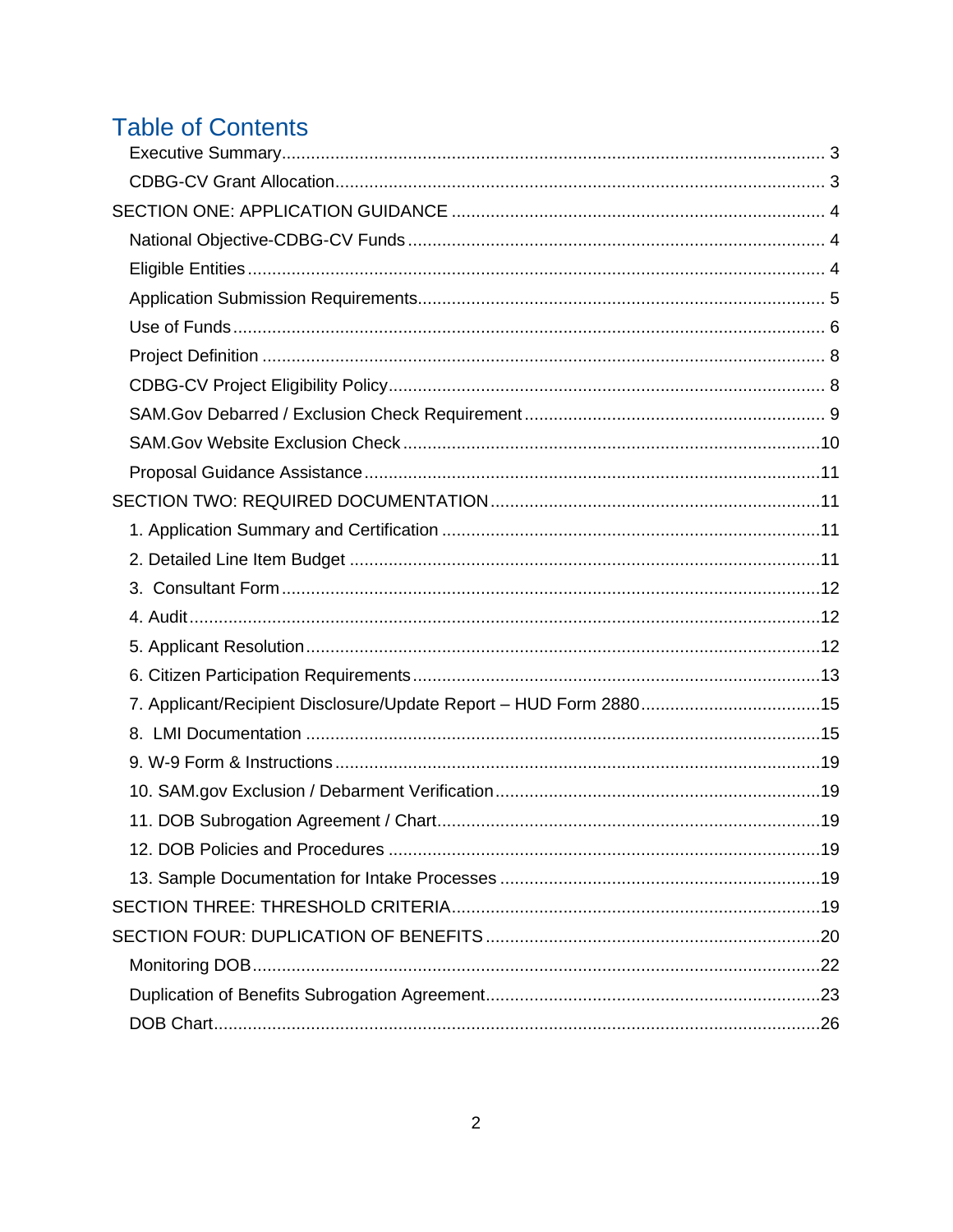# Table of Contents

- Executive Summary ... 3
- CDBG-CV Grant Allocation ... 3

SECTION ONE: APPLICATION GUIDANCE ... 4

- National Objective-CDBG-CV Funds ... 4
- Eligible Entities ... 4
- Application Submission Requirements ... 5
- Use of Funds ... 6
- Project Definition ... 8
- CDBG-CV Project Eligibility Policy ... 8
- SAM.Gov Debarred / Exclusion Check Requirement ... 9
- SAM.Gov Website Exclusion Check ... 10
- Proposal Guidance Assistance ... 11

SECTION TWO: REQUIRED DOCUMENTATION ... 11

1. Application Summary and Certification ... 11
2. Detailed Line Item Budget ... 11
3. Consultant Form ... 12
4. Audit ... 12
5. Applicant Resolution ... 12
6. Citizen Participation Requirements ... 13
7. Applicant/Recipient Disclosure/Update Report – HUD Form 2880 ... 15
8. LMI Documentation ... 15
9. W-9 Form & Instructions ... 19
10. SAM.gov Exclusion / Debarment Verification ... 19
11. DOB Subrogation Agreement / Chart ... 19
12. DOB Policies and Procedures ... 19
13. Sample Documentation for Intake Processes ... 19

SECTION THREE: THRESHOLD CRITERIA ... 19

SECTION FOUR: DUPLICATION OF BENEFITS ... 20

- Monitoring DOB ... 22
- Duplication of Benefits Subrogation Agreement ... 23
- DOB Chart ... 26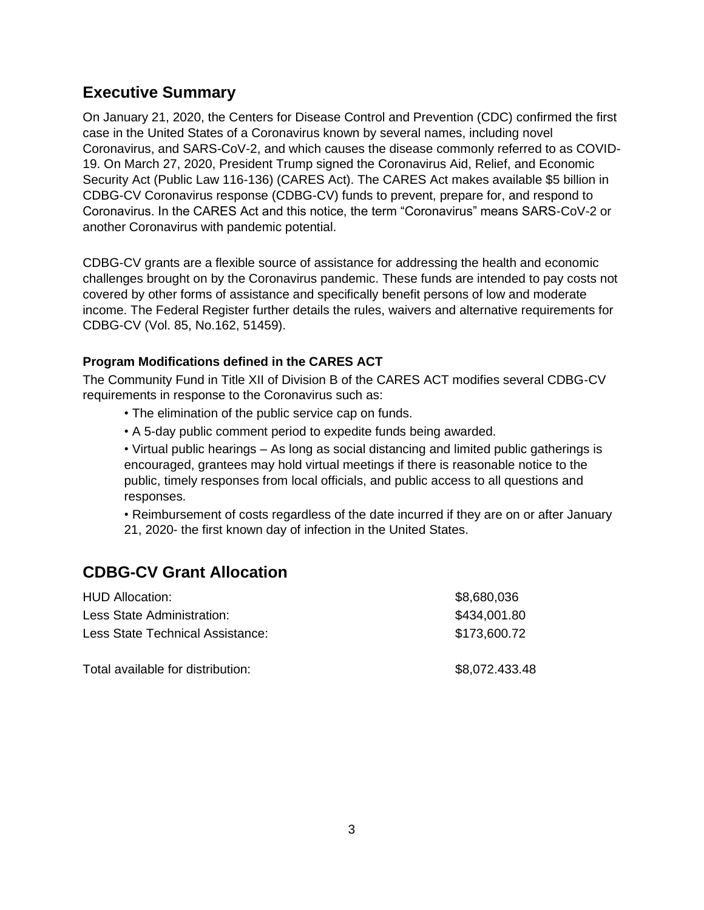## Executive Summary

On January 21, 2020, the Centers for Disease Control and Prevention (CDC) confirmed the first case in the United States of a Coronavirus known by several names, including novel Coronavirus, and SARS-CoV-2, and which causes the disease commonly referred to as COVID-19. On March 27, 2020, President Trump signed the Coronavirus Aid, Relief, and Economic Security Act (Public Law 116-136) (CARES Act). The CARES Act makes available $5 billion in CDBG-CV Coronavirus response (CDBG-CV) funds to prevent, prepare for, and respond to Coronavirus. In the CARES Act and this notice, the term "Coronavirus" means SARS-CoV-2 or another Coronavirus with pandemic potential.

CDBG-CV grants are a flexible source of assistance for addressing the health and economic challenges brought on by the Coronavirus pandemic. These funds are intended to pay costs not covered by other forms of assistance and specifically benefit persons of low and moderate income. The Federal Register further details the rules, waivers and alternative requirements for CDBG-CV (Vol. 85, No.162, 51459).

#### Program Modifications defined in the CARES ACT

The Community Fund in Title XII of Division B of the CARES ACT modifies several CDBG-CV requirements in response to the Coronavirus such as:

- The elimination of the public service cap on funds.
- A 5-day public comment period to expedite funds being awarded.
- Virtual public hearings – As long as social distancing and limited public gatherings is encouraged, grantees may hold virtual meetings if there is reasonable notice to the public, timely responses from local officials, and public access to all questions and responses.
- Reimbursement of costs regardless of the date incurred if they are on or after January 21, 2020- the first known day of infection in the United States.

## CDBG-CV Grant Allocation

| | |
|---|---|
| HUD Allocation: | $8,680,036 |
| Less State Administration: | $434,001.80 |
| Less State Technical Assistance: | $173,600.72 |
| Total available for distribution: | $8,072.433.48 |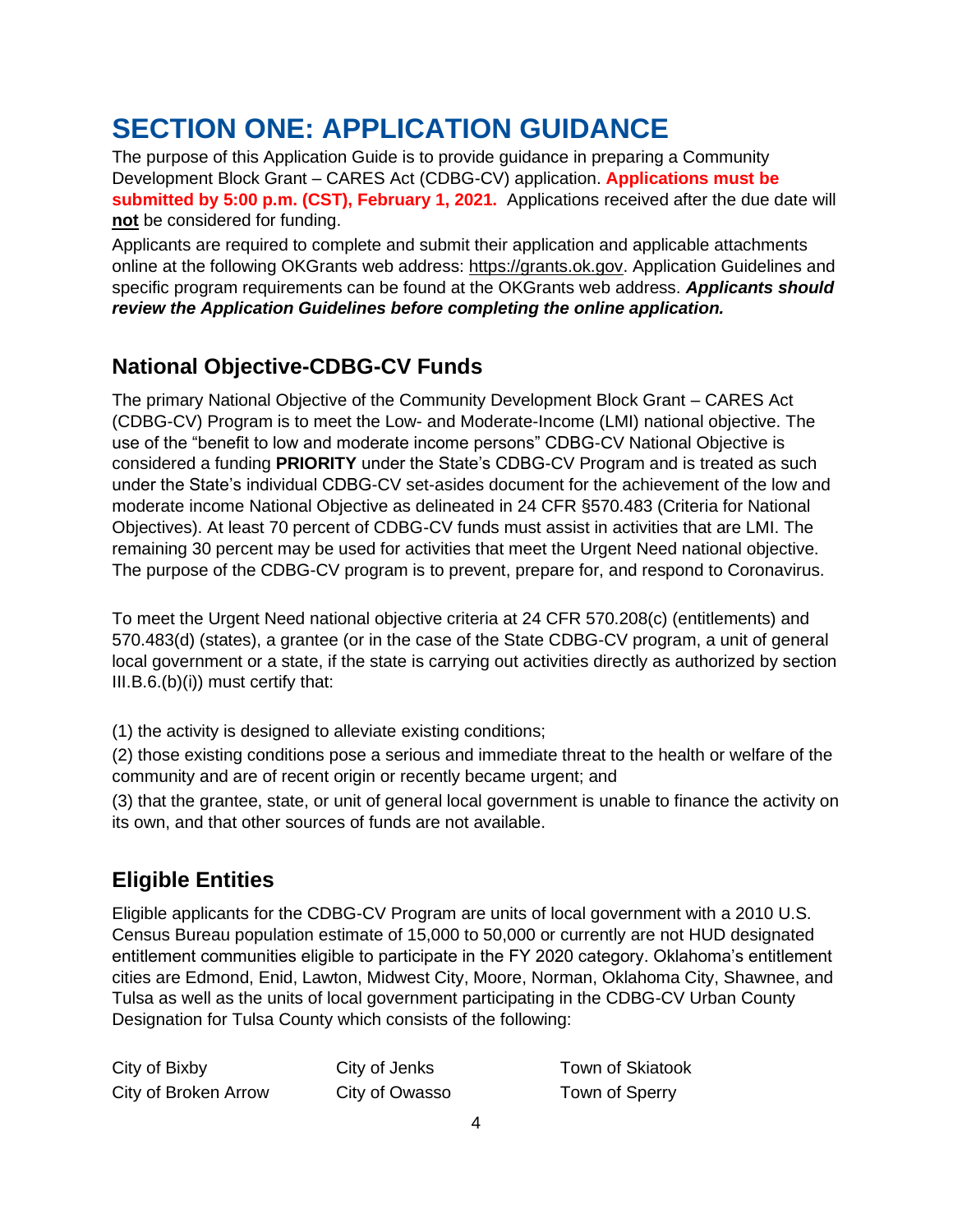# SECTION ONE: APPLICATION GUIDANCE

The purpose of this Application Guide is to provide guidance in preparing a Community Development Block Grant – CARES Act (CDBG-CV) application. **Applications must be submitted by 5:00 p.m. (CST), February 1, 2021.** Applications received after the due date will **not** be considered for funding.

Applicants are required to complete and submit their application and applicable attachments online at the following OKGrants web address: https://grants.ok.gov. Application Guidelines and specific program requirements can be found at the OKGrants web address. ***Applicants should review the Application Guidelines before completing the online application.***

## National Objective-CDBG-CV Funds

The primary National Objective of the Community Development Block Grant – CARES Act (CDBG-CV) Program is to meet the Low- and Moderate-Income (LMI) national objective. The use of the "benefit to low and moderate income persons" CDBG-CV National Objective is considered a funding **PRIORITY** under the State's CDBG-CV Program and is treated as such under the State's individual CDBG-CV set-asides document for the achievement of the low and moderate income National Objective as delineated in 24 CFR §570.483 (Criteria for National Objectives). At least 70 percent of CDBG-CV funds must assist in activities that are LMI. The remaining 30 percent may be used for activities that meet the Urgent Need national objective. The purpose of the CDBG-CV program is to prevent, prepare for, and respond to Coronavirus.

To meet the Urgent Need national objective criteria at 24 CFR 570.208(c) (entitlements) and 570.483(d) (states), a grantee (or in the case of the State CDBG-CV program, a unit of general local government or a state, if the state is carrying out activities directly as authorized by section III.B.6.(b)(i)) must certify that:

(1) the activity is designed to alleviate existing conditions;

(2) those existing conditions pose a serious and immediate threat to the health or welfare of the community and are of recent origin or recently became urgent; and

(3) that the grantee, state, or unit of general local government is unable to finance the activity on its own, and that other sources of funds are not available.

## Eligible Entities

Eligible applicants for the CDBG-CV Program are units of local government with a 2010 U.S. Census Bureau population estimate of 15,000 to 50,000 or currently are not HUD designated entitlement communities eligible to participate in the FY 2020 category. Oklahoma's entitlement cities are Edmond, Enid, Lawton, Midwest City, Moore, Norman, Oklahoma City, Shawnee, and Tulsa as well as the units of local government participating in the CDBG-CV Urban County Designation for Tulsa County which consists of the following:

City of Bixby
City of Broken Arrow
City of Jenks
City of Owasso
Town of Skiatook
Town of Sperry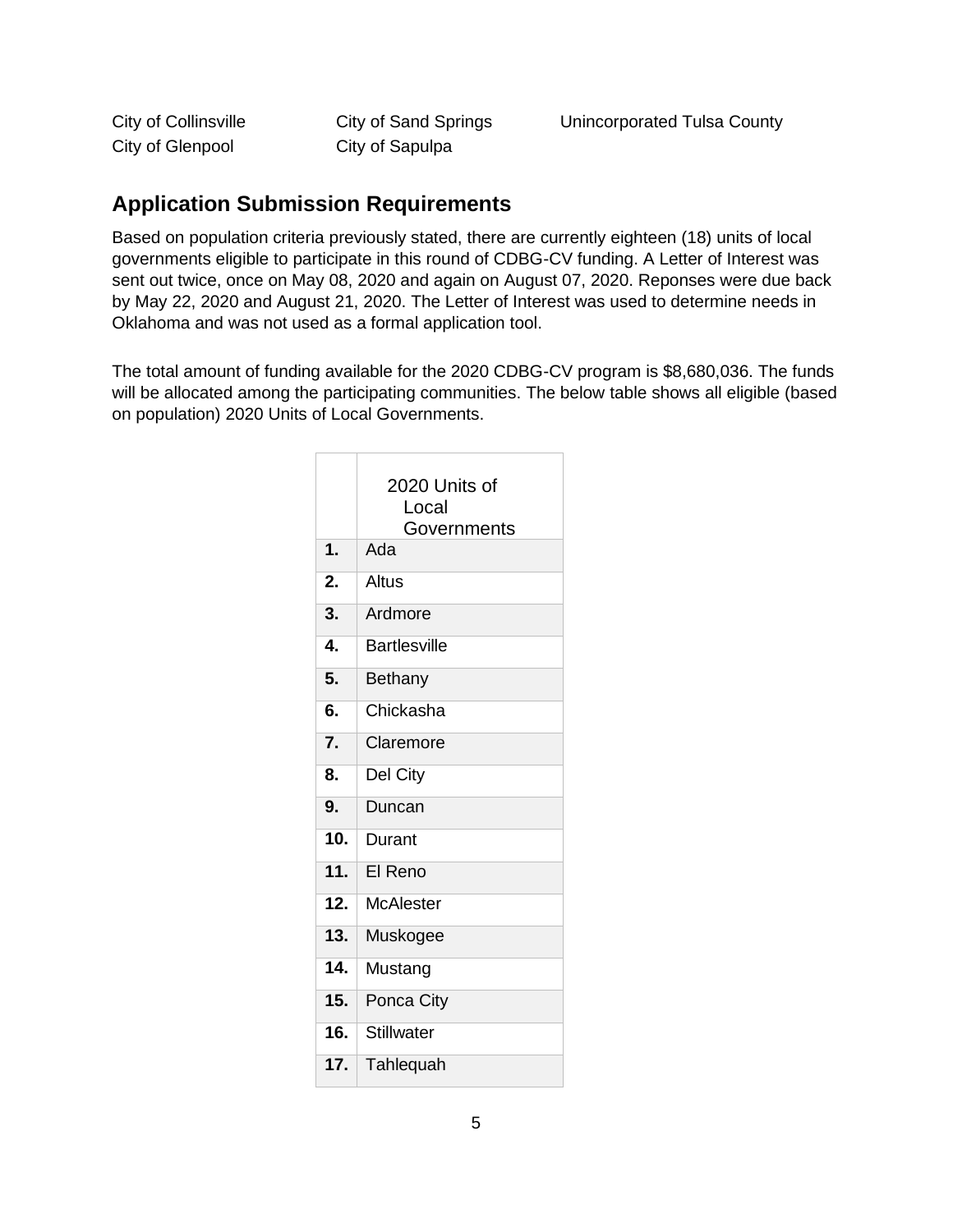City of Collinsville
City of Glenpool
City of Sand Springs
City of Sapulpa
Unincorporated Tulsa County

## Application Submission Requirements

Based on population criteria previously stated, there are currently eighteen (18) units of local governments eligible to participate in this round of CDBG-CV funding. A Letter of Interest was sent out twice, once on May 08, 2020 and again on August 07, 2020. Reponses were due back by May 22, 2020 and August 21, 2020. The Letter of Interest was used to determine needs in Oklahoma and was not used as a formal application tool.

The total amount of funding available for the 2020 CDBG-CV program is $8,680,036. The funds will be allocated among the participating communities. The below table shows all eligible (based on population) 2020 Units of Local Governments.

| | 2020 Units of Local Governments |
|---|---|
| **1.** | Ada |
| **2.** | Altus |
| **3.** | Ardmore |
| **4.** | Bartlesville |
| **5.** | Bethany |
| **6.** | Chickasha |
| **7.** | Claremore |
| **8.** | Del City |
| **9.** | Duncan |
| **10.** | Durant |
| **11.** | El Reno |
| **12.** | McAlester |
| **13.** | Muskogee |
| **14.** | Mustang |
| **15.** | Ponca City |
| **16.** | Stillwater |
| **17.** | Tahlequah |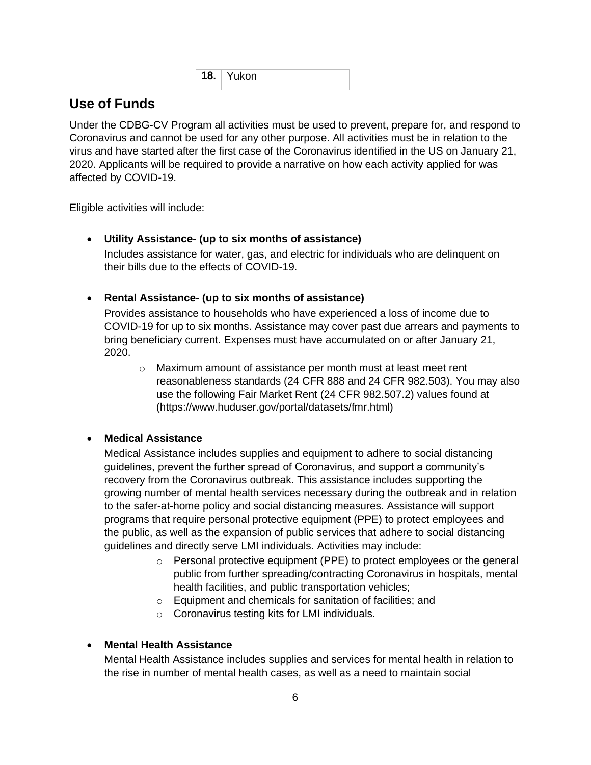| 18. | Yukon |
|---|---|

## Use of Funds

Under the CDBG-CV Program all activities must be used to prevent, prepare for, and respond to Coronavirus and cannot be used for any other purpose. All activities must be in relation to the virus and have started after the first case of the Coronavirus identified in the US on January 21, 2020. Applicants will be required to provide a narrative on how each activity applied for was affected by COVID-19.

Eligible activities will include:

- **Utility Assistance- (up to six months of assistance)**
  Includes assistance for water, gas, and electric for individuals who are delinquent on their bills due to the effects of COVID-19.

- **Rental Assistance- (up to six months of assistance)**
  Provides assistance to households who have experienced a loss of income due to COVID-19 for up to six months. Assistance may cover past due arrears and payments to bring beneficiary current. Expenses must have accumulated on or after January 21, 2020.
  - Maximum amount of assistance per month must at least meet rent reasonableness standards (24 CFR 888 and 24 CFR 982.503). You may also use the following Fair Market Rent (24 CFR 982.507.2) values found at (https://www.huduser.gov/portal/datasets/fmr.html)

- **Medical Assistance**
  Medical Assistance includes supplies and equipment to adhere to social distancing guidelines, prevent the further spread of Coronavirus, and support a community's recovery from the Coronavirus outbreak. This assistance includes supporting the growing number of mental health services necessary during the outbreak and in relation to the safer-at-home policy and social distancing measures. Assistance will support programs that require personal protective equipment (PPE) to protect employees and the public, as well as the expansion of public services that adhere to social distancing guidelines and directly serve LMI individuals. Activities may include:
  - Personal protective equipment (PPE) to protect employees or the general public from further spreading/contracting Coronavirus in hospitals, mental health facilities, and public transportation vehicles;
  - Equipment and chemicals for sanitation of facilities; and
  - Coronavirus testing kits for LMI individuals.

- **Mental Health Assistance**
  Mental Health Assistance includes supplies and services for mental health in relation to the rise in number of mental health cases, as well as a need to maintain social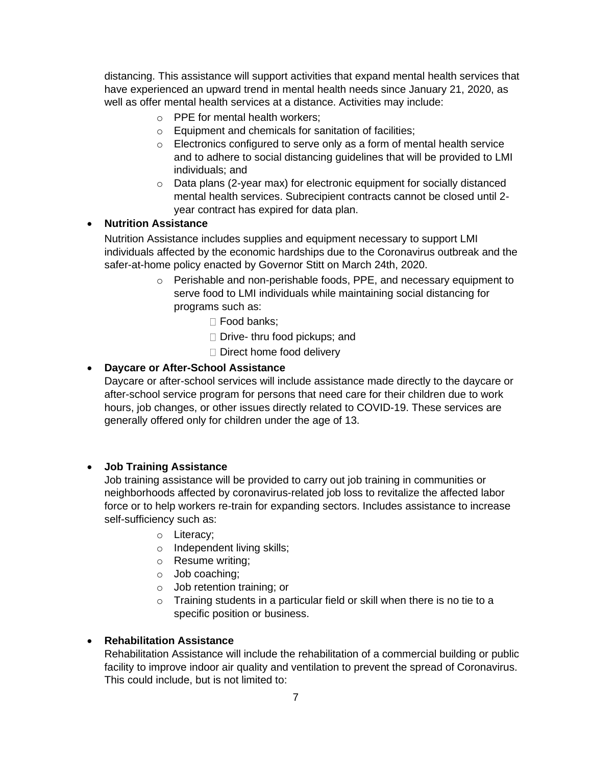distancing. This assistance will support activities that expand mental health services that have experienced an upward trend in mental health needs since January 21, 2020, as well as offer mental health services at a distance. Activities may include:

  - PPE for mental health workers;
  - Equipment and chemicals for sanitation of facilities;
  - Electronics configured to serve only as a form of mental health service and to adhere to social distancing guidelines that will be provided to LMI individuals; and
  - Data plans (2-year max) for electronic equipment for socially distanced mental health services. Subrecipient contracts cannot be closed until 2-year contract has expired for data plan.

- **Nutrition Assistance**

  Nutrition Assistance includes supplies and equipment necessary to support LMI individuals affected by the economic hardships due to the Coronavirus outbreak and the safer-at-home policy enacted by Governor Stitt on March 24th, 2020.

  - Perishable and non-perishable foods, PPE, and necessary equipment to serve food to LMI individuals while maintaining social distancing for programs such as:
    - Food banks;
    - Drive- thru food pickups; and
    - Direct home food delivery

- **Daycare or After-School Assistance**

  Daycare or after-school services will include assistance made directly to the daycare or after-school service program for persons that need care for their children due to work hours, job changes, or other issues directly related to COVID-19. These services are generally offered only for children under the age of 13.

- **Job Training Assistance**

  Job training assistance will be provided to carry out job training in communities or neighborhoods affected by coronavirus-related job loss to revitalize the affected labor force or to help workers re-train for expanding sectors. Includes assistance to increase self-sufficiency such as:

  - Literacy;
  - Independent living skills;
  - Resume writing;
  - Job coaching;
  - Job retention training; or
  - Training students in a particular field or skill when there is no tie to a specific position or business.

- **Rehabilitation Assistance**

  Rehabilitation Assistance will include the rehabilitation of a commercial building or public facility to improve indoor air quality and ventilation to prevent the spread of Coronavirus. This could include, but is not limited to: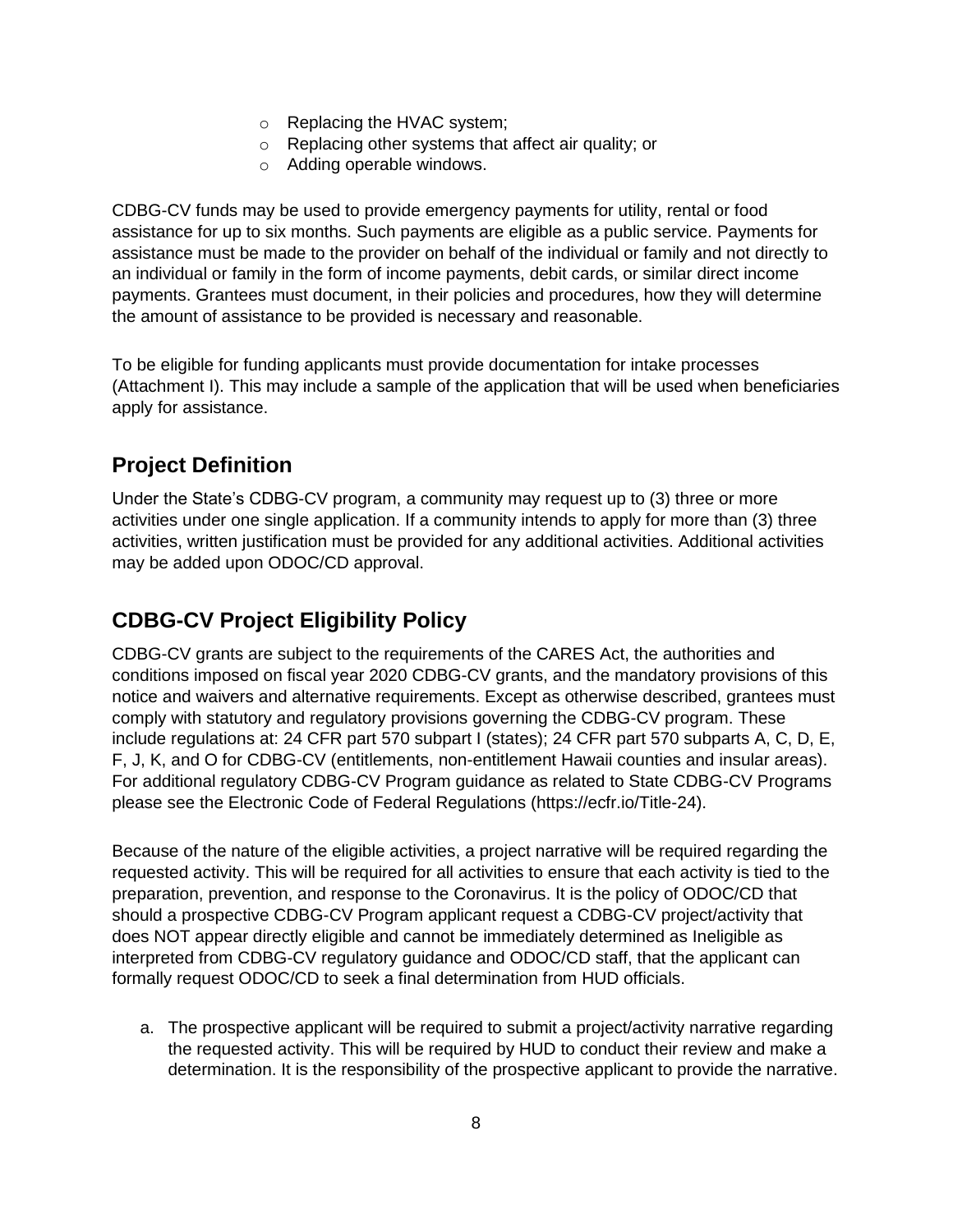- Replacing the HVAC system;
   - Replacing other systems that affect air quality; or
   - Adding operable windows.

CDBG-CV funds may be used to provide emergency payments for utility, rental or food assistance for up to six months. Such payments are eligible as a public service. Payments for assistance must be made to the provider on behalf of the individual or family and not directly to an individual or family in the form of income payments, debit cards, or similar direct income payments. Grantees must document, in their policies and procedures, how they will determine the amount of assistance to be provided is necessary and reasonable.

To be eligible for funding applicants must provide documentation for intake processes (Attachment I). This may include a sample of the application that will be used when beneficiaries apply for assistance.

## Project Definition

Under the State's CDBG-CV program, a community may request up to (3) three or more activities under one single application. If a community intends to apply for more than (3) three activities, written justification must be provided for any additional activities. Additional activities may be added upon ODOC/CD approval.

## CDBG-CV Project Eligibility Policy

CDBG-CV grants are subject to the requirements of the CARES Act, the authorities and conditions imposed on fiscal year 2020 CDBG-CV grants, and the mandatory provisions of this notice and waivers and alternative requirements. Except as otherwise described, grantees must comply with statutory and regulatory provisions governing the CDBG-CV program. These include regulations at: 24 CFR part 570 subpart I (states); 24 CFR part 570 subparts A, C, D, E, F, J, K, and O for CDBG-CV (entitlements, non-entitlement Hawaii counties and insular areas). For additional regulatory CDBG-CV Program guidance as related to State CDBG-CV Programs please see the Electronic Code of Federal Regulations (https://ecfr.io/Title-24).

Because of the nature of the eligible activities, a project narrative will be required regarding the requested activity. This will be required for all activities to ensure that each activity is tied to the preparation, prevention, and response to the Coronavirus. It is the policy of ODOC/CD that should a prospective CDBG-CV Program applicant request a CDBG-CV project/activity that does NOT appear directly eligible and cannot be immediately determined as Ineligible as interpreted from CDBG-CV regulatory guidance and ODOC/CD staff, that the applicant can formally request ODOC/CD to seek a final determination from HUD officials.

a. The prospective applicant will be required to submit a project/activity narrative regarding the requested activity. This will be required by HUD to conduct their review and make a determination. It is the responsibility of the prospective applicant to provide the narrative.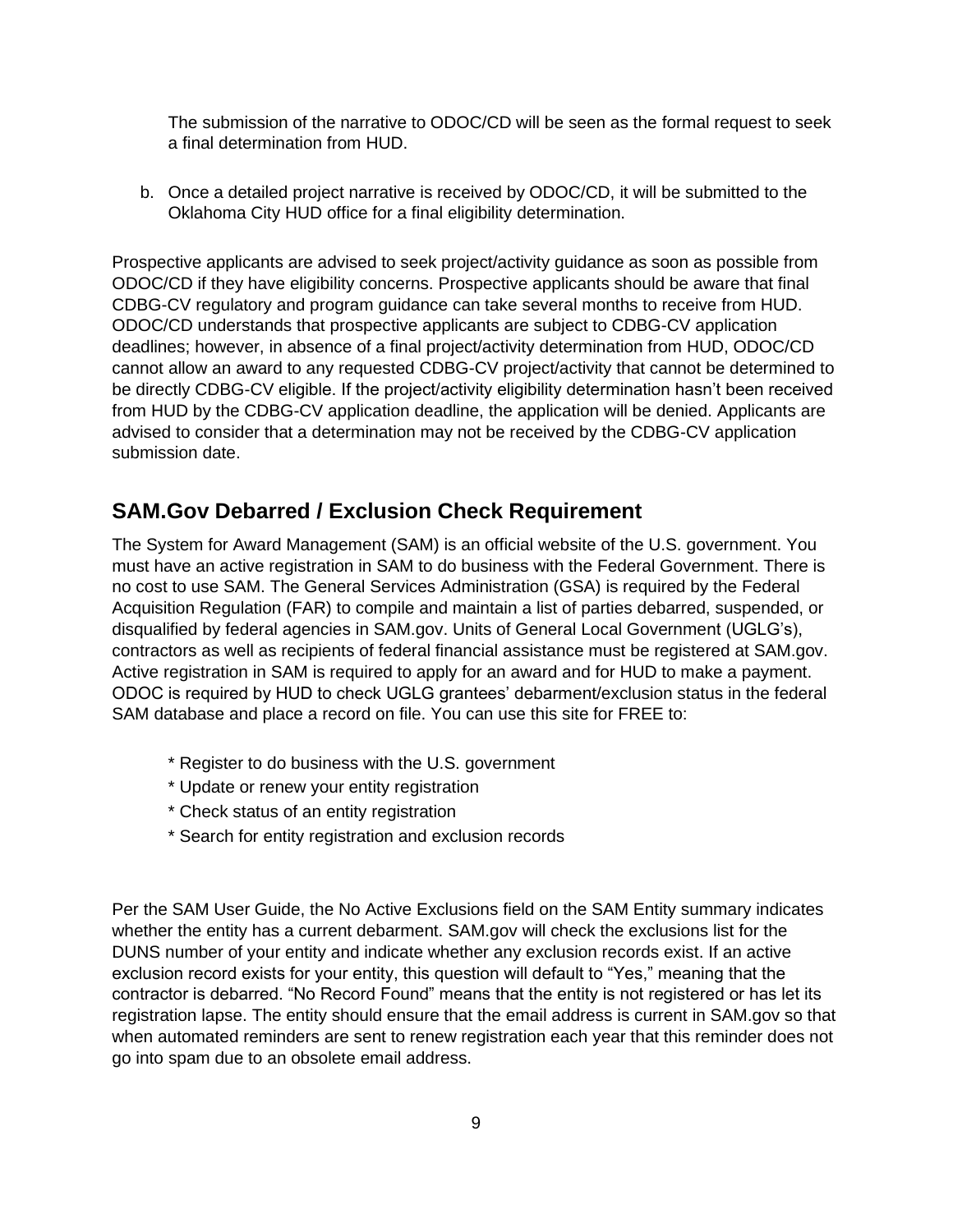The submission of the narrative to ODOC/CD will be seen as the formal request to seek a final determination from HUD.

b. Once a detailed project narrative is received by ODOC/CD, it will be submitted to the Oklahoma City HUD office for a final eligibility determination.

Prospective applicants are advised to seek project/activity guidance as soon as possible from ODOC/CD if they have eligibility concerns. Prospective applicants should be aware that final CDBG-CV regulatory and program guidance can take several months to receive from HUD. ODOC/CD understands that prospective applicants are subject to CDBG-CV application deadlines; however, in absence of a final project/activity determination from HUD, ODOC/CD cannot allow an award to any requested CDBG-CV project/activity that cannot be determined to be directly CDBG-CV eligible. If the project/activity eligibility determination hasn't been received from HUD by the CDBG-CV application deadline, the application will be denied. Applicants are advised to consider that a determination may not be received by the CDBG-CV application submission date.

## SAM.Gov Debarred / Exclusion Check Requirement

The System for Award Management (SAM) is an official website of the U.S. government. You must have an active registration in SAM to do business with the Federal Government. There is no cost to use SAM. The General Services Administration (GSA) is required by the Federal Acquisition Regulation (FAR) to compile and maintain a list of parties debarred, suspended, or disqualified by federal agencies in SAM.gov. Units of General Local Government (UGLG's), contractors as well as recipients of federal financial assistance must be registered at SAM.gov. Active registration in SAM is required to apply for an award and for HUD to make a payment. ODOC is required by HUD to check UGLG grantees' debarment/exclusion status in the federal SAM database and place a record on file. You can use this site for FREE to:

* Register to do business with the U.S. government
* Update or renew your entity registration
* Check status of an entity registration
* Search for entity registration and exclusion records

Per the SAM User Guide, the No Active Exclusions field on the SAM Entity summary indicates whether the entity has a current debarment. SAM.gov will check the exclusions list for the DUNS number of your entity and indicate whether any exclusion records exist. If an active exclusion record exists for your entity, this question will default to "Yes," meaning that the contractor is debarred. "No Record Found" means that the entity is not registered or has let its registration lapse. The entity should ensure that the email address is current in SAM.gov so that when automated reminders are sent to renew registration each year that this reminder does not go into spam due to an obsolete email address.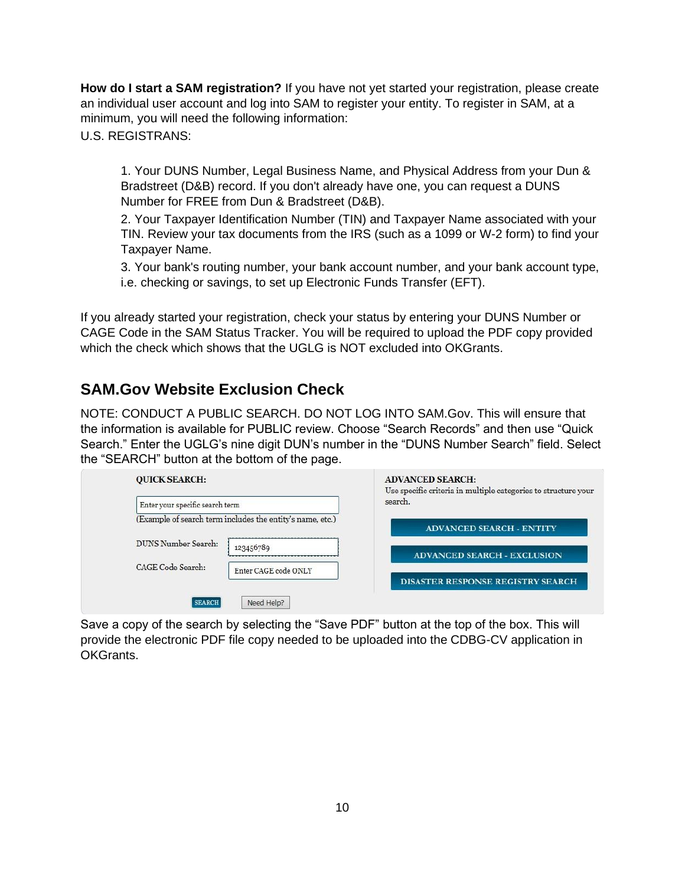**How do I start a SAM registration?** If you have not yet started your registration, please create an individual user account and log into SAM to register your entity. To register in SAM, at a minimum, you will need the following information:

U.S. REGISTRANS:

1. Your DUNS Number, Legal Business Name, and Physical Address from your Dun & Bradstreet (D&B) record. If you don't already have one, you can request a DUNS Number for FREE from Dun & Bradstreet (D&B).
2. Your Taxpayer Identification Number (TIN) and Taxpayer Name associated with your TIN. Review your tax documents from the IRS (such as a 1099 or W-2 form) to find your Taxpayer Name.
3. Your bank's routing number, your bank account number, and your bank account type, i.e. checking or savings, to set up Electronic Funds Transfer (EFT).

If you already started your registration, check your status by entering your DUNS Number or CAGE Code in the SAM Status Tracker. You will be required to upload the PDF copy provided which the check which shows that the UGLG is NOT excluded into OKGrants.

## SAM.Gov Website Exclusion Check

NOTE: CONDUCT A PUBLIC SEARCH. DO NOT LOG INTO SAM.Gov. This will ensure that the information is available for PUBLIC review. Choose "Search Records" and then use "Quick Search." Enter the UGLG's nine digit DUN's number in the "DUNS Number Search" field. Select the "SEARCH" button at the bottom of the page.

QUICK SEARCH:

Enter your specific search term
(Example of search term includes the entity's name, etc.)

DUNS Number Search: 123456789

CAGE Code Search: Enter CAGE code ONLY

SEARCH | Need Help?

ADVANCED SEARCH:
Use specific criteria in multiple categories to structure your search.

ADVANCED SEARCH - ENTITY

ADVANCED SEARCH - EXCLUSION

DISASTER RESPONSE REGISTRY SEARCH

Save a copy of the search by selecting the "Save PDF" button at the top of the box. This will provide the electronic PDF file copy needed to be uploaded into the CDBG-CV application in OKGrants.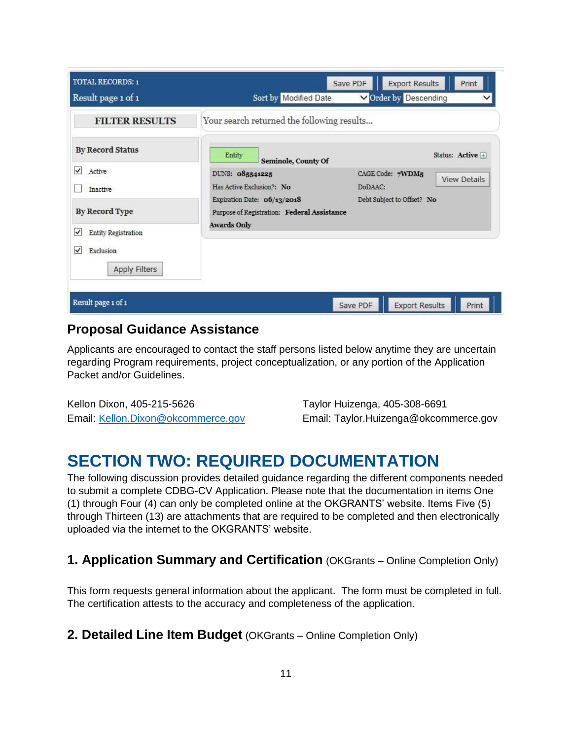TOTAL RECORDS: 1

Result page 1 of 1

Save PDF | Export Results | Print

Sort by Modified Date | Order by Descending

**FILTER RESULTS**

Your search returned the following results...

**By Record Status**

- [x] Active
- [ ] Inactive

**By Record Type**

- [x] Entity Registration
- [x] Exclusion

Apply Filters

Entity **Seminole, County Of** Status: **Active**

DUNS: **085541225** CAGE Code: **7WDM5** View Details

Has Active Exclusion?: **No** DoDAAC:

Expiration Date: **06/13/2018** Debt Subject to Offset? **No**

Purpose of Registration: **Federal Assistance Awards Only**

Result page 1 of 1

Save PDF | Export Results | Print

## Proposal Guidance Assistance

Applicants are encouraged to contact the staff persons listed below anytime they are uncertain regarding Program requirements, project conceptualization, or any portion of the Application Packet and/or Guidelines.

Kellon Dixon, 405-215-5626
Email: Kellon.Dixon@okcommerce.gov

Taylor Huizenga, 405-308-6691
Email: Taylor.Huizenga@okcommerce.gov

# SECTION TWO: REQUIRED DOCUMENTATION

The following discussion provides detailed guidance regarding the different components needed to submit a complete CDBG-CV Application. Please note that the documentation in items One (1) through Four (4) can only be completed online at the OKGRANTS' website. Items Five (5) through Thirteen (13) are attachments that are required to be completed and then electronically uploaded via the internet to the OKGRANTS' website.

### 1. Application Summary and Certification (OKGrants – Online Completion Only)

This form requests general information about the applicant. The form must be completed in full. The certification attests to the accuracy and completeness of the application.

### 2. Detailed Line Item Budget (OKGrants – Online Completion Only)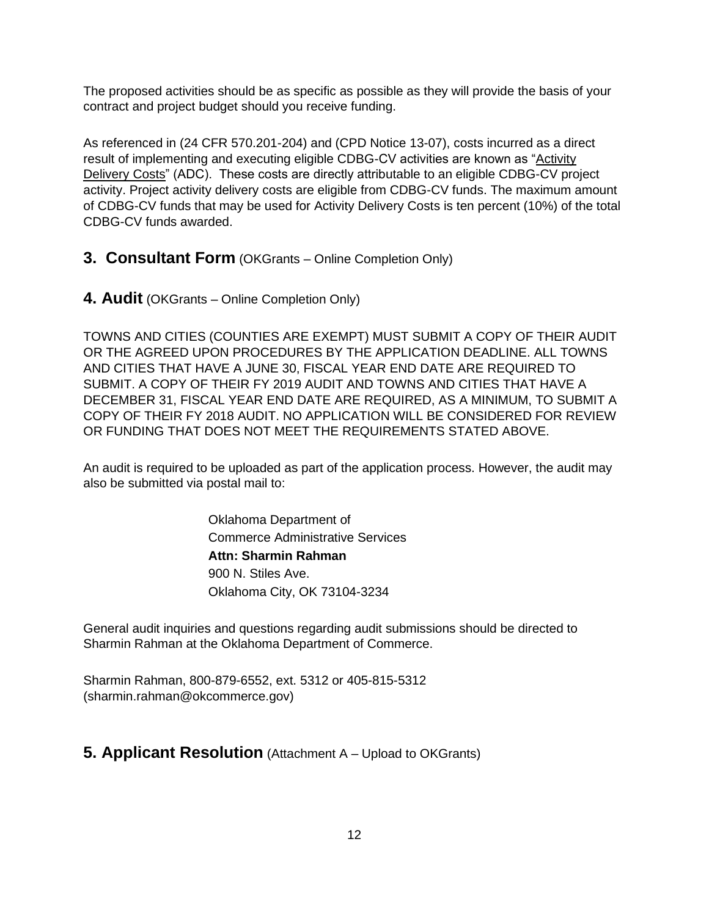The proposed activities should be as specific as possible as they will provide the basis of your contract and project budget should you receive funding.

As referenced in (24 CFR 570.201-204) and (CPD Notice 13-07), costs incurred as a direct result of implementing and executing eligible CDBG-CV activities are known as "Activity Delivery Costs" (ADC). These costs are directly attributable to an eligible CDBG-CV project activity. Project activity delivery costs are eligible from CDBG-CV funds. The maximum amount of CDBG-CV funds that may be used for Activity Delivery Costs is ten percent (10%) of the total CDBG-CV funds awarded.

## 3. Consultant Form (OKGrants – Online Completion Only)

## 4. Audit (OKGrants – Online Completion Only)

TOWNS AND CITIES (COUNTIES ARE EXEMPT) MUST SUBMIT A COPY OF THEIR AUDIT OR THE AGREED UPON PROCEDURES BY THE APPLICATION DEADLINE. ALL TOWNS AND CITIES THAT HAVE A JUNE 30, FISCAL YEAR END DATE ARE REQUIRED TO SUBMIT. A COPY OF THEIR FY 2019 AUDIT AND TOWNS AND CITIES THAT HAVE A DECEMBER 31, FISCAL YEAR END DATE ARE REQUIRED, AS A MINIMUM, TO SUBMIT A COPY OF THEIR FY 2018 AUDIT. NO APPLICATION WILL BE CONSIDERED FOR REVIEW OR FUNDING THAT DOES NOT MEET THE REQUIREMENTS STATED ABOVE.

An audit is required to be uploaded as part of the application process. However, the audit may also be submitted via postal mail to:

Oklahoma Department of
Commerce Administrative Services
**Attn: Sharmin Rahman**
900 N. Stiles Ave.
Oklahoma City, OK 73104-3234

General audit inquiries and questions regarding audit submissions should be directed to Sharmin Rahman at the Oklahoma Department of Commerce.

Sharmin Rahman, 800-879-6552, ext. 5312 or 405-815-5312
(sharmin.rahman@okcommerce.gov)

## 5. Applicant Resolution (Attachment A – Upload to OKGrants)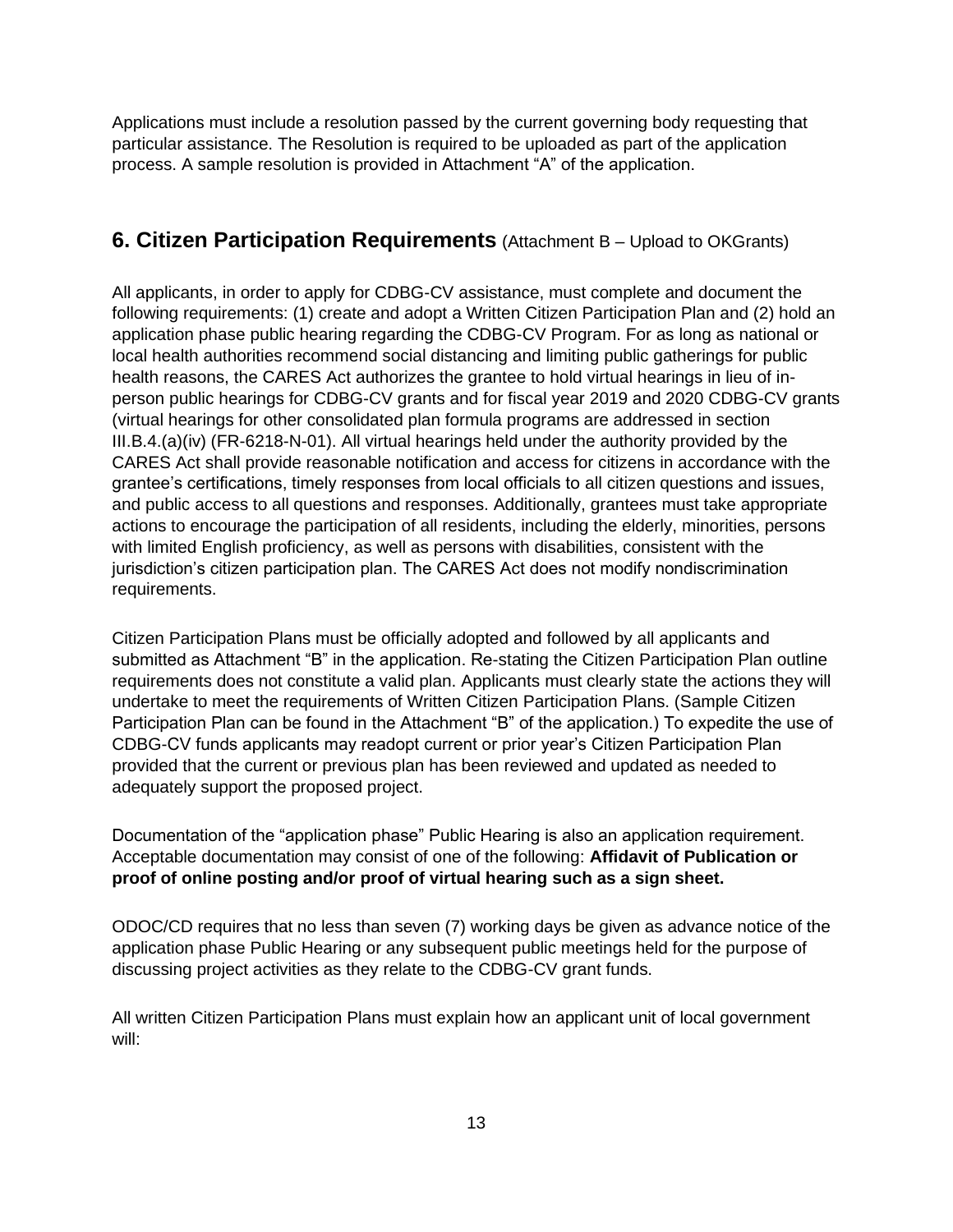Applications must include a resolution passed by the current governing body requesting that particular assistance. The Resolution is required to be uploaded as part of the application process. A sample resolution is provided in Attachment "A" of the application.

## 6. Citizen Participation Requirements (Attachment B – Upload to OKGrants)

All applicants, in order to apply for CDBG-CV assistance, must complete and document the following requirements: (1) create and adopt a Written Citizen Participation Plan and (2) hold an application phase public hearing regarding the CDBG-CV Program. For as long as national or local health authorities recommend social distancing and limiting public gatherings for public health reasons, the CARES Act authorizes the grantee to hold virtual hearings in lieu of in-person public hearings for CDBG-CV grants and for fiscal year 2019 and 2020 CDBG-CV grants (virtual hearings for other consolidated plan formula programs are addressed in section III.B.4.(a)(iv) (FR-6218-N-01). All virtual hearings held under the authority provided by the CARES Act shall provide reasonable notification and access for citizens in accordance with the grantee's certifications, timely responses from local officials to all citizen questions and issues, and public access to all questions and responses. Additionally, grantees must take appropriate actions to encourage the participation of all residents, including the elderly, minorities, persons with limited English proficiency, as well as persons with disabilities, consistent with the jurisdiction's citizen participation plan. The CARES Act does not modify nondiscrimination requirements.

Citizen Participation Plans must be officially adopted and followed by all applicants and submitted as Attachment "B" in the application. Re-stating the Citizen Participation Plan outline requirements does not constitute a valid plan. Applicants must clearly state the actions they will undertake to meet the requirements of Written Citizen Participation Plans. (Sample Citizen Participation Plan can be found in the Attachment "B" of the application.) To expedite the use of CDBG-CV funds applicants may readopt current or prior year's Citizen Participation Plan provided that the current or previous plan has been reviewed and updated as needed to adequately support the proposed project.

Documentation of the "application phase" Public Hearing is also an application requirement. Acceptable documentation may consist of one of the following: **Affidavit of Publication or proof of online posting and/or proof of virtual hearing such as a sign sheet.**

ODOC/CD requires that no less than seven (7) working days be given as advance notice of the application phase Public Hearing or any subsequent public meetings held for the purpose of discussing project activities as they relate to the CDBG-CV grant funds.

All written Citizen Participation Plans must explain how an applicant unit of local government will: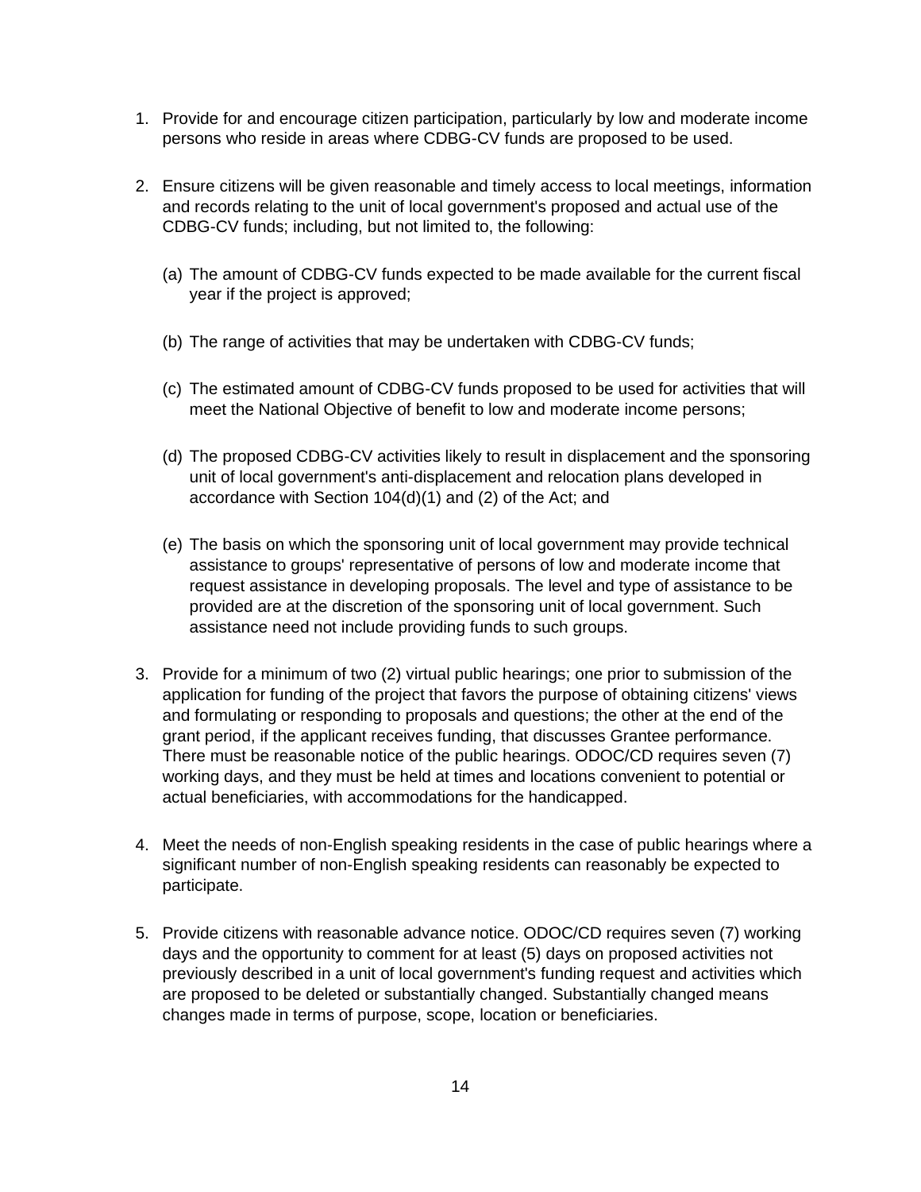1. Provide for and encourage citizen participation, particularly by low and moderate income persons who reside in areas where CDBG-CV funds are proposed to be used.

2. Ensure citizens will be given reasonable and timely access to local meetings, information and records relating to the unit of local government's proposed and actual use of the CDBG-CV funds; including, but not limited to, the following:

   (a) The amount of CDBG-CV funds expected to be made available for the current fiscal year if the project is approved;

   (b) The range of activities that may be undertaken with CDBG-CV funds;

   (c) The estimated amount of CDBG-CV funds proposed to be used for activities that will meet the National Objective of benefit to low and moderate income persons;

   (d) The proposed CDBG-CV activities likely to result in displacement and the sponsoring unit of local government's anti-displacement and relocation plans developed in accordance with Section 104(d)(1) and (2) of the Act; and

   (e) The basis on which the sponsoring unit of local government may provide technical assistance to groups' representative of persons of low and moderate income that request assistance in developing proposals. The level and type of assistance to be provided are at the discretion of the sponsoring unit of local government. Such assistance need not include providing funds to such groups.

3. Provide for a minimum of two (2) virtual public hearings; one prior to submission of the application for funding of the project that favors the purpose of obtaining citizens' views and formulating or responding to proposals and questions; the other at the end of the grant period, if the applicant receives funding, that discusses Grantee performance. There must be reasonable notice of the public hearings. ODOC/CD requires seven (7) working days, and they must be held at times and locations convenient to potential or actual beneficiaries, with accommodations for the handicapped.

4. Meet the needs of non-English speaking residents in the case of public hearings where a significant number of non-English speaking residents can reasonably be expected to participate.

5. Provide citizens with reasonable advance notice. ODOC/CD requires seven (7) working days and the opportunity to comment for at least (5) days on proposed activities not previously described in a unit of local government's funding request and activities which are proposed to be deleted or substantially changed. Substantially changed means changes made in terms of purpose, scope, location or beneficiaries.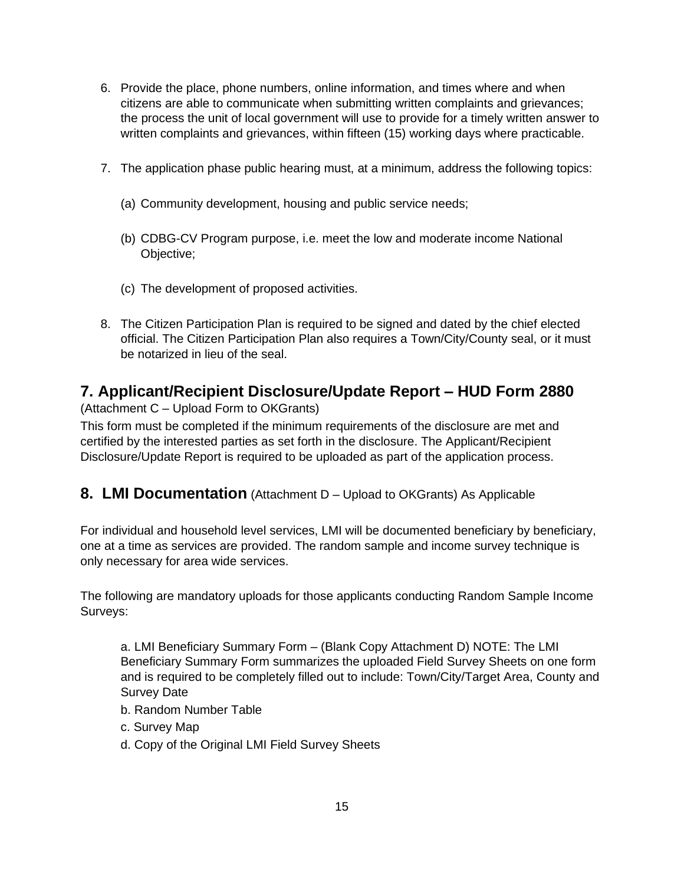6. Provide the place, phone numbers, online information, and times where and when citizens are able to communicate when submitting written complaints and grievances; the process the unit of local government will use to provide for a timely written answer to written complaints and grievances, within fifteen (15) working days where practicable.

7. The application phase public hearing must, at a minimum, address the following topics:

   (a) Community development, housing and public service needs;

   (b) CDBG-CV Program purpose, i.e. meet the low and moderate income National Objective;

   (c) The development of proposed activities.

8. The Citizen Participation Plan is required to be signed and dated by the chief elected official. The Citizen Participation Plan also requires a Town/City/County seal, or it must be notarized in lieu of the seal.

## 7. Applicant/Recipient Disclosure/Update Report – HUD Form 2880

(Attachment C – Upload Form to OKGrants)

This form must be completed if the minimum requirements of the disclosure are met and certified by the interested parties as set forth in the disclosure. The Applicant/Recipient Disclosure/Update Report is required to be uploaded as part of the application process.

## 8. LMI Documentation (Attachment D – Upload to OKGrants) As Applicable

For individual and household level services, LMI will be documented beneficiary by beneficiary, one at a time as services are provided. The random sample and income survey technique is only necessary for area wide services.

The following are mandatory uploads for those applicants conducting Random Sample Income Surveys:

a. LMI Beneficiary Summary Form – (Blank Copy Attachment D) NOTE: The LMI Beneficiary Summary Form summarizes the uploaded Field Survey Sheets on one form and is required to be completely filled out to include: Town/City/Target Area, County and Survey Date

b. Random Number Table

c. Survey Map

d. Copy of the Original LMI Field Survey Sheets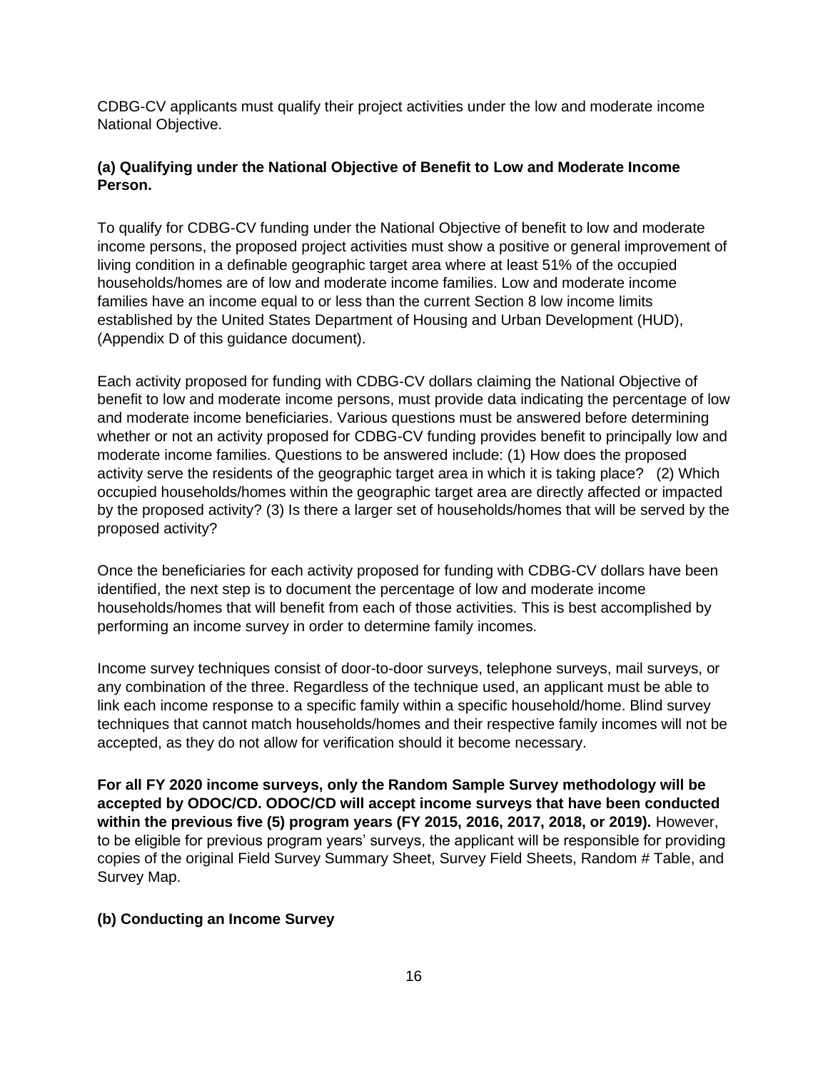CDBG-CV applicants must qualify their project activities under the low and moderate income National Objective.

**(a) Qualifying under the National Objective of Benefit to Low and Moderate Income Person.**

To qualify for CDBG-CV funding under the National Objective of benefit to low and moderate income persons, the proposed project activities must show a positive or general improvement of living condition in a definable geographic target area where at least 51% of the occupied households/homes are of low and moderate income families. Low and moderate income families have an income equal to or less than the current Section 8 low income limits established by the United States Department of Housing and Urban Development (HUD), (Appendix D of this guidance document).

Each activity proposed for funding with CDBG-CV dollars claiming the National Objective of benefit to low and moderate income persons, must provide data indicating the percentage of low and moderate income beneficiaries. Various questions must be answered before determining whether or not an activity proposed for CDBG-CV funding provides benefit to principally low and moderate income families. Questions to be answered include: (1) How does the proposed activity serve the residents of the geographic target area in which it is taking place? (2) Which occupied households/homes within the geographic target area are directly affected or impacted by the proposed activity? (3) Is there a larger set of households/homes that will be served by the proposed activity?

Once the beneficiaries for each activity proposed for funding with CDBG-CV dollars have been identified, the next step is to document the percentage of low and moderate income households/homes that will benefit from each of those activities. This is best accomplished by performing an income survey in order to determine family incomes.

Income survey techniques consist of door-to-door surveys, telephone surveys, mail surveys, or any combination of the three. Regardless of the technique used, an applicant must be able to link each income response to a specific family within a specific household/home. Blind survey techniques that cannot match households/homes and their respective family incomes will not be accepted, as they do not allow for verification should it become necessary.

**For all FY 2020 income surveys, only the Random Sample Survey methodology will be accepted by ODOC/CD. ODOC/CD will accept income surveys that have been conducted within the previous five (5) program years (FY 2015, 2016, 2017, 2018, or 2019).** However, to be eligible for previous program years' surveys, the applicant will be responsible for providing copies of the original Field Survey Summary Sheet, Survey Field Sheets, Random # Table, and Survey Map.

**(b) Conducting an Income Survey**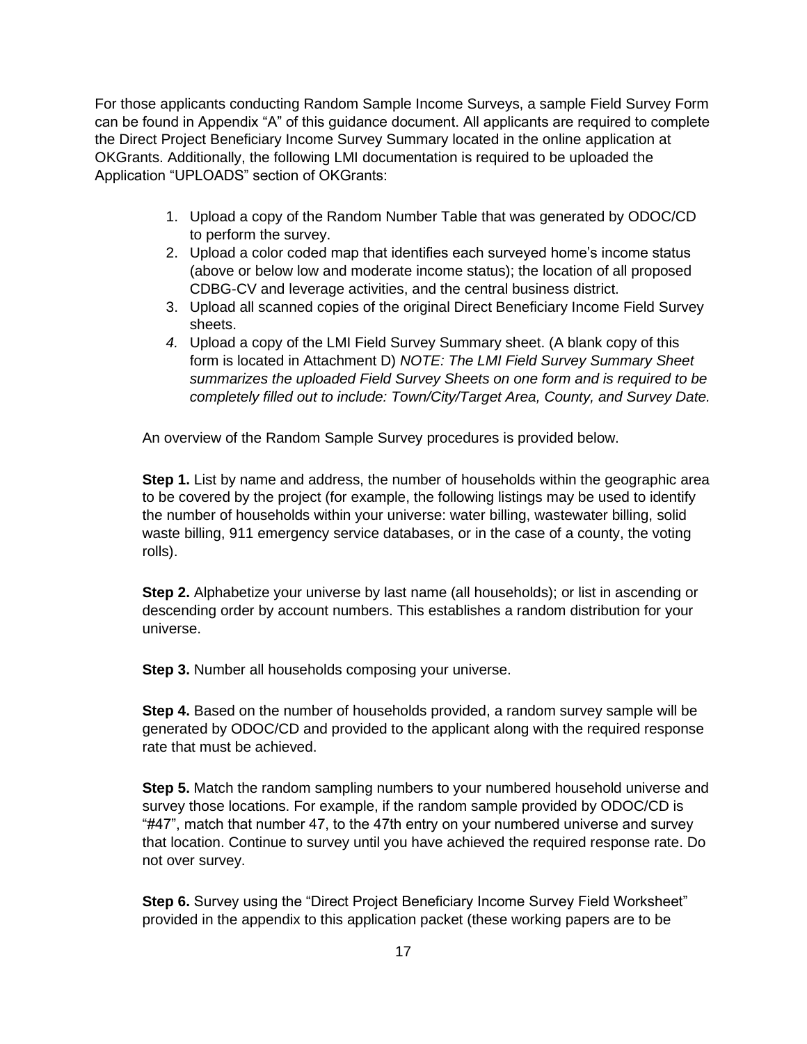For those applicants conducting Random Sample Income Surveys, a sample Field Survey Form can be found in Appendix "A" of this guidance document. All applicants are required to complete the Direct Project Beneficiary Income Survey Summary located in the online application at OKGrants. Additionally, the following LMI documentation is required to be uploaded the Application "UPLOADS" section of OKGrants:

1. Upload a copy of the Random Number Table that was generated by ODOC/CD to perform the survey.
2. Upload a color coded map that identifies each surveyed home's income status (above or below low and moderate income status); the location of all proposed CDBG-CV and leverage activities, and the central business district.
3. Upload all scanned copies of the original Direct Beneficiary Income Field Survey sheets.
4. Upload a copy of the LMI Field Survey Summary sheet. (A blank copy of this form is located in Attachment D) *NOTE: The LMI Field Survey Summary Sheet summarizes the uploaded Field Survey Sheets on one form and is required to be completely filled out to include: Town/City/Target Area, County, and Survey Date.*

An overview of the Random Sample Survey procedures is provided below.

**Step 1.** List by name and address, the number of households within the geographic area to be covered by the project (for example, the following listings may be used to identify the number of households within your universe: water billing, wastewater billing, solid waste billing, 911 emergency service databases, or in the case of a county, the voting rolls).

**Step 2.** Alphabetize your universe by last name (all households); or list in ascending or descending order by account numbers. This establishes a random distribution for your universe.

**Step 3.** Number all households composing your universe.

**Step 4.** Based on the number of households provided, a random survey sample will be generated by ODOC/CD and provided to the applicant along with the required response rate that must be achieved.

**Step 5.** Match the random sampling numbers to your numbered household universe and survey those locations. For example, if the random sample provided by ODOC/CD is "#47", match that number 47, to the 47th entry on your numbered universe and survey that location. Continue to survey until you have achieved the required response rate. Do not over survey.

**Step 6.** Survey using the "Direct Project Beneficiary Income Survey Field Worksheet" provided in the appendix to this application packet (these working papers are to be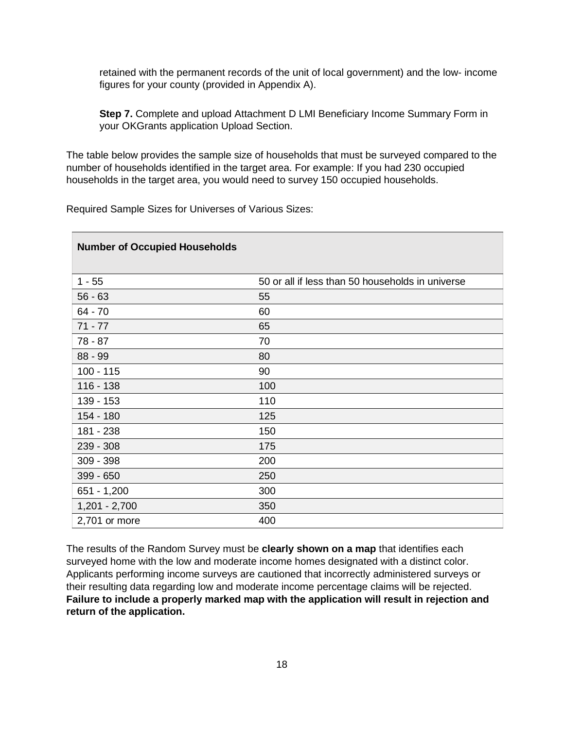retained with the permanent records of the unit of local government) and the low- income figures for your county (provided in Appendix A).

**Step 7.** Complete and upload Attachment D LMI Beneficiary Income Summary Form in your OKGrants application Upload Section.

The table below provides the sample size of households that must be surveyed compared to the number of households identified in the target area. For example: If you had 230 occupied households in the target area, you would need to survey 150 occupied households.

Required Sample Sizes for Universes of Various Sizes:

| **Number of Occupied Households** | |
|---|---|
| 1 - 55 | 50 or all if less than 50 households in universe |
| 56 - 63 | 55 |
| 64 - 70 | 60 |
| 71 - 77 | 65 |
| 78 - 87 | 70 |
| 88 - 99 | 80 |
| 100 - 115 | 90 |
| 116 - 138 | 100 |
| 139 - 153 | 110 |
| 154 - 180 | 125 |
| 181 - 238 | 150 |
| 239 - 308 | 175 |
| 309 - 398 | 200 |
| 399 - 650 | 250 |
| 651 - 1,200 | 300 |
| 1,201 - 2,700 | 350 |
| 2,701 or more | 400 |

The results of the Random Survey must be **clearly shown on a map** that identifies each surveyed home with the low and moderate income homes designated with a distinct color. Applicants performing income surveys are cautioned that incorrectly administered surveys or their resulting data regarding low and moderate income percentage claims will be rejected. **Failure to include a properly marked map with the application will result in rejection and return of the application.**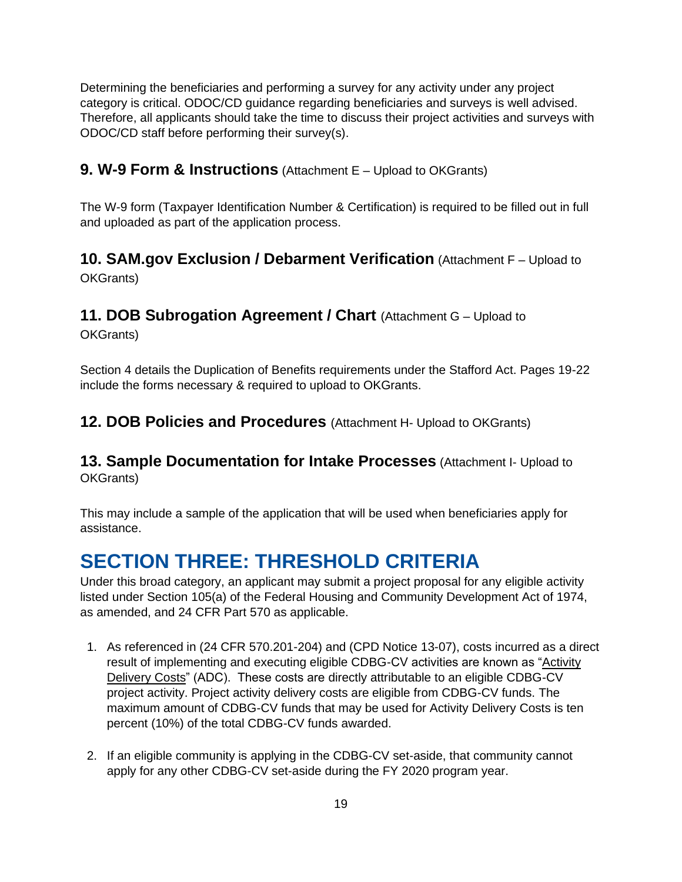Determining the beneficiaries and performing a survey for any activity under any project category is critical. ODOC/CD guidance regarding beneficiaries and surveys is well advised. Therefore, all applicants should take the time to discuss their project activities and surveys with ODOC/CD staff before performing their survey(s).

### 9. W-9 Form & Instructions (Attachment E – Upload to OKGrants)

The W-9 form (Taxpayer Identification Number & Certification) is required to be filled out in full and uploaded as part of the application process.

### 10. SAM.gov Exclusion / Debarment Verification (Attachment F – Upload to OKGrants)

### 11. DOB Subrogation Agreement / Chart (Attachment G – Upload to OKGrants)

Section 4 details the Duplication of Benefits requirements under the Stafford Act. Pages 19-22 include the forms necessary & required to upload to OKGrants.

### 12. DOB Policies and Procedures (Attachment H- Upload to OKGrants)

### 13. Sample Documentation for Intake Processes (Attachment I- Upload to OKGrants)

This may include a sample of the application that will be used when beneficiaries apply for assistance.

## SECTION THREE: THRESHOLD CRITERIA

Under this broad category, an applicant may submit a project proposal for any eligible activity listed under Section 105(a) of the Federal Housing and Community Development Act of 1974, as amended, and 24 CFR Part 570 as applicable.

1. As referenced in (24 CFR 570.201-204) and (CPD Notice 13-07), costs incurred as a direct result of implementing and executing eligible CDBG-CV activities are known as "Activity Delivery Costs" (ADC). These costs are directly attributable to an eligible CDBG-CV project activity. Project activity delivery costs are eligible from CDBG-CV funds. The maximum amount of CDBG-CV funds that may be used for Activity Delivery Costs is ten percent (10%) of the total CDBG-CV funds awarded.

2. If an eligible community is applying in the CDBG-CV set-aside, that community cannot apply for any other CDBG-CV set-aside during the FY 2020 program year.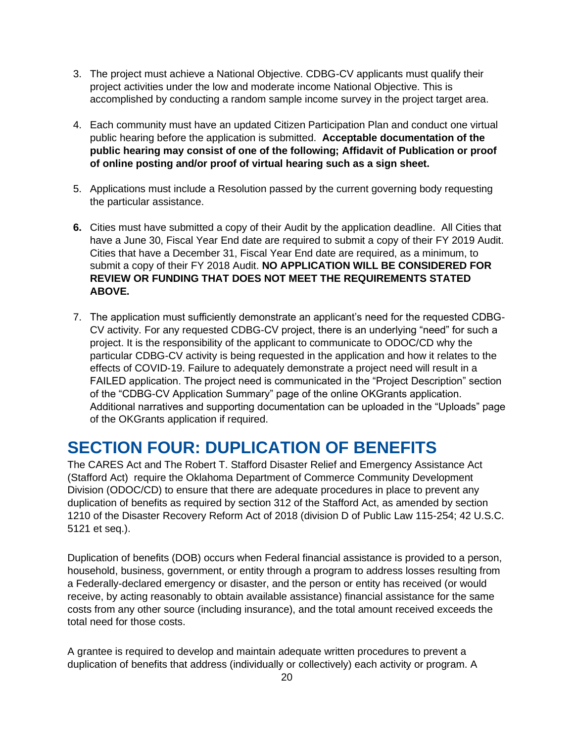3. The project must achieve a National Objective. CDBG-CV applicants must qualify their project activities under the low and moderate income National Objective. This is accomplished by conducting a random sample income survey in the project target area.

4. Each community must have an updated Citizen Participation Plan and conduct one virtual public hearing before the application is submitted. **Acceptable documentation of the public hearing may consist of one of the following; Affidavit of Publication or proof of online posting and/or proof of virtual hearing such as a sign sheet.**

5. Applications must include a Resolution passed by the current governing body requesting the particular assistance.

6. Cities must have submitted a copy of their Audit by the application deadline. All Cities that have a June 30, Fiscal Year End date are required to submit a copy of their FY 2019 Audit. Cities that have a December 31, Fiscal Year End date are required, as a minimum, to submit a copy of their FY 2018 Audit. **NO APPLICATION WILL BE CONSIDERED FOR REVIEW OR FUNDING THAT DOES NOT MEET THE REQUIREMENTS STATED ABOVE.**

7. The application must sufficiently demonstrate an applicant's need for the requested CDBG-CV activity. For any requested CDBG-CV project, there is an underlying "need" for such a project. It is the responsibility of the applicant to communicate to ODOC/CD why the particular CDBG-CV activity is being requested in the application and how it relates to the effects of COVID-19. Failure to adequately demonstrate a project need will result in a FAILED application. The project need is communicated in the "Project Description" section of the "CDBG-CV Application Summary" page of the online OKGrants application. Additional narratives and supporting documentation can be uploaded in the "Uploads" page of the OKGrants application if required.

## SECTION FOUR: DUPLICATION OF BENEFITS

The CARES Act and The Robert T. Stafford Disaster Relief and Emergency Assistance Act (Stafford Act) require the Oklahoma Department of Commerce Community Development Division (ODOC/CD) to ensure that there are adequate procedures in place to prevent any duplication of benefits as required by section 312 of the Stafford Act, as amended by section 1210 of the Disaster Recovery Reform Act of 2018 (division D of Public Law 115-254; 42 U.S.C. 5121 et seq.).

Duplication of benefits (DOB) occurs when Federal financial assistance is provided to a person, household, business, government, or entity through a program to address losses resulting from a Federally-declared emergency or disaster, and the person or entity has received (or would receive, by acting reasonably to obtain available assistance) financial assistance for the same costs from any other source (including insurance), and the total amount received exceeds the total need for those costs.

A grantee is required to develop and maintain adequate written procedures to prevent a duplication of benefits that address (individually or collectively) each activity or program. A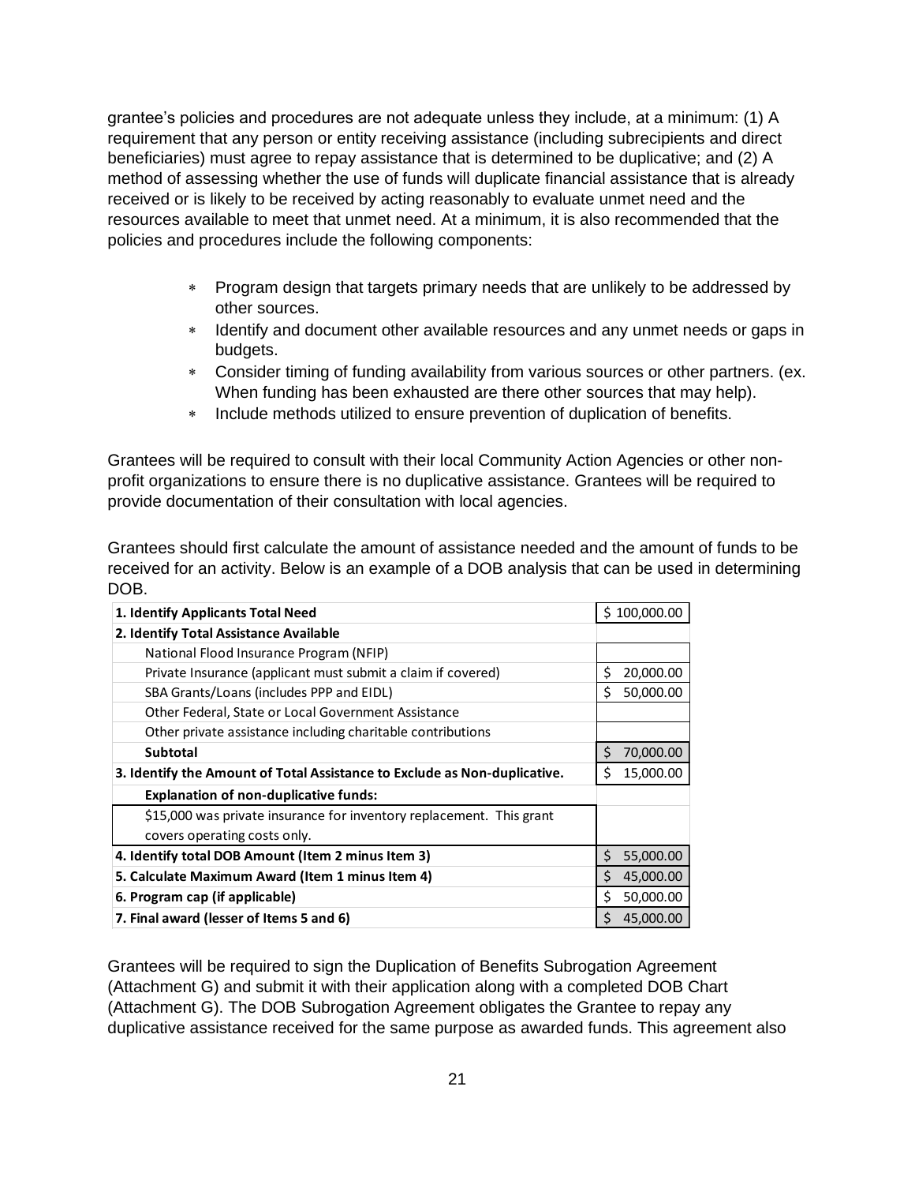grantee's policies and procedures are not adequate unless they include, at a minimum: (1) A requirement that any person or entity receiving assistance (including subrecipients and direct beneficiaries) must agree to repay assistance that is determined to be duplicative; and (2) A method of assessing whether the use of funds will duplicate financial assistance that is already received or is likely to be received by acting reasonably to evaluate unmet need and the resources available to meet that unmet need. At a minimum, it is also recommended that the policies and procedures include the following components:

- Program design that targets primary needs that are unlikely to be addressed by other sources.
- Identify and document other available resources and any unmet needs or gaps in budgets.
- Consider timing of funding availability from various sources or other partners. (ex. When funding has been exhausted are there other sources that may help).
- Include methods utilized to ensure prevention of duplication of benefits.

Grantees will be required to consult with their local Community Action Agencies or other non-profit organizations to ensure there is no duplicative assistance. Grantees will be required to provide documentation of their consultation with local agencies.

Grantees should first calculate the amount of assistance needed and the amount of funds to be received for an activity. Below is an example of a DOB analysis that can be used in determining DOB.

| | |
|---|---|
| **1. Identify Applicants Total Need** | $ 100,000.00 |
| **2. Identify Total Assistance Available** | |
| National Flood Insurance Program (NFIP) | |
| Private Insurance (applicant must submit a claim if covered) | $ 20,000.00 |
| SBA Grants/Loans (includes PPP and EIDL) | $ 50,000.00 |
| Other Federal, State or Local Government Assistance | |
| Other private assistance including charitable contributions | |
| **Subtotal** | $ 70,000.00 |
| **3. Identify the Amount of Total Assistance to Exclude as Non-duplicative.** | $ 15,000.00 |
| **Explanation of non-duplicative funds:** | |
| $15,000 was private insurance for inventory replacement. This grant covers operating costs only. | |
| **4. Identify total DOB Amount (Item 2 minus Item 3)** | $ 55,000.00 |
| **5. Calculate Maximum Award (Item 1 minus Item 4)** | $ 45,000.00 |
| **6. Program cap (if applicable)** | $ 50,000.00 |
| **7. Final award (lesser of Items 5 and 6)** | $ 45,000.00 |

Grantees will be required to sign the Duplication of Benefits Subrogation Agreement (Attachment G) and submit it with their application along with a completed DOB Chart (Attachment G). The DOB Subrogation Agreement obligates the Grantee to repay any duplicative assistance received for the same purpose as awarded funds. This agreement also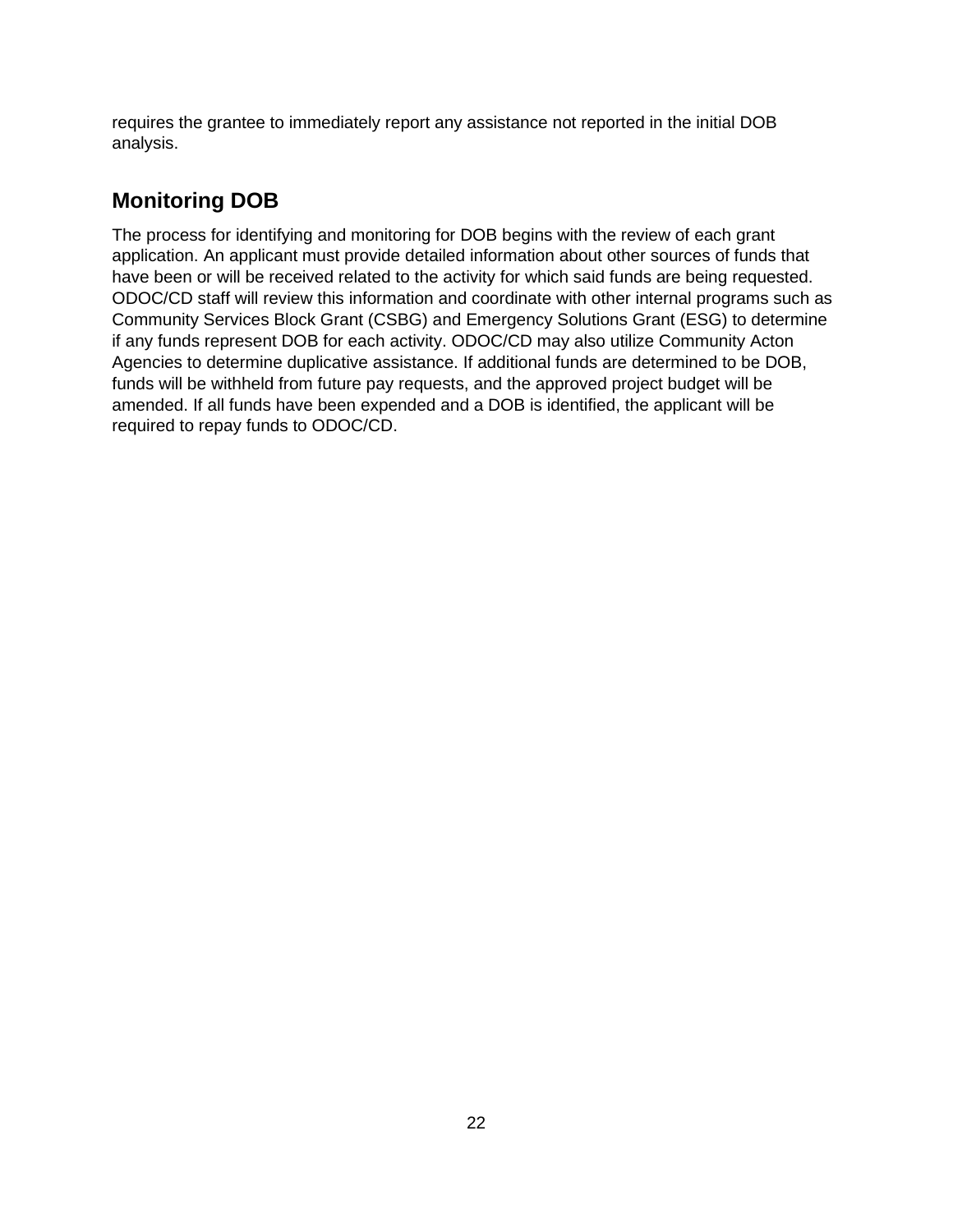requires the grantee to immediately report any assistance not reported in the initial DOB analysis.

## Monitoring DOB

The process for identifying and monitoring for DOB begins with the review of each grant application. An applicant must provide detailed information about other sources of funds that have been or will be received related to the activity for which said funds are being requested. ODOC/CD staff will review this information and coordinate with other internal programs such as Community Services Block Grant (CSBG) and Emergency Solutions Grant (ESG) to determine if any funds represent DOB for each activity. ODOC/CD may also utilize Community Acton Agencies to determine duplicative assistance. If additional funds are determined to be DOB, funds will be withheld from future pay requests, and the approved project budget will be amended. If all funds have been expended and a DOB is identified, the applicant will be required to repay funds to ODOC/CD.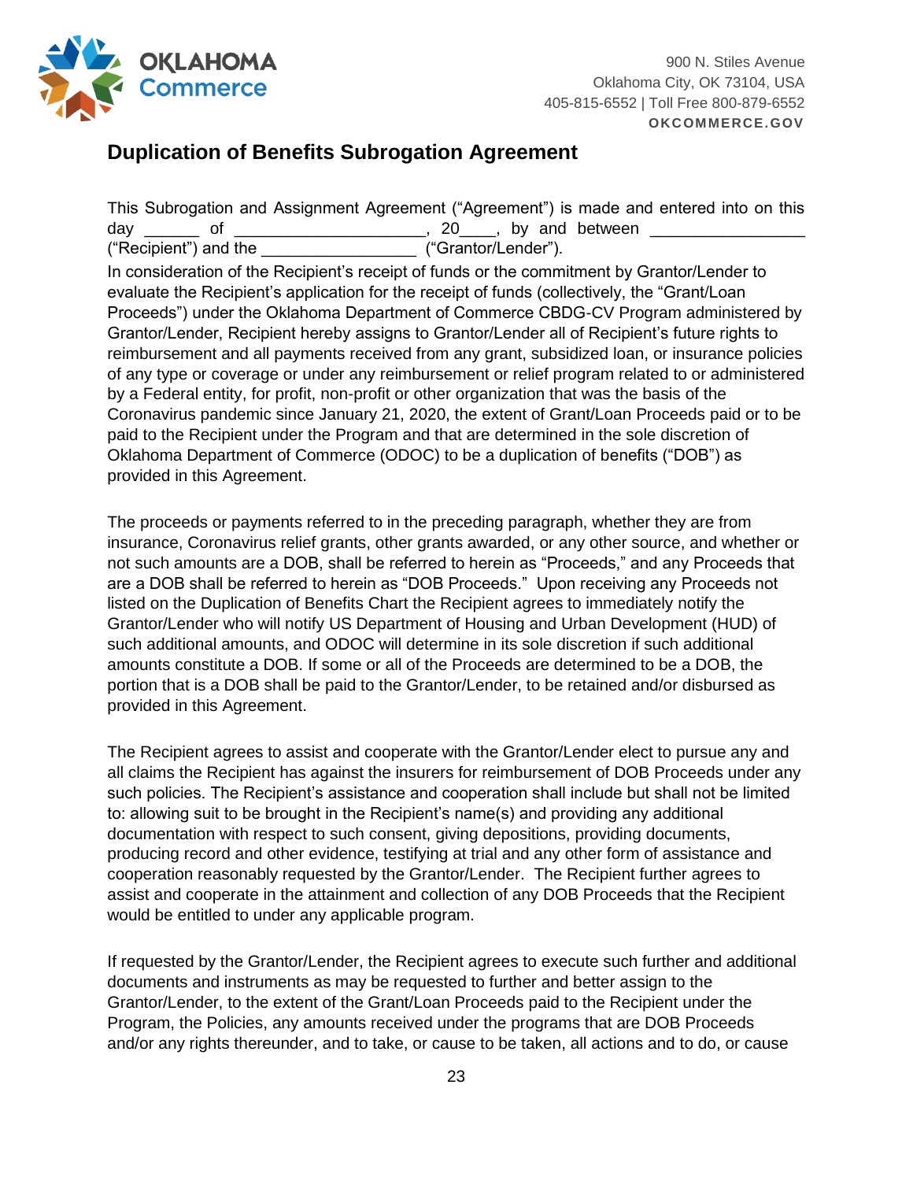**OKLAHOMA Commerce**

900 N. Stiles Avenue
Oklahoma City, OK 73104, USA
405-815-6552 | Toll Free 800-879-6552
**OKCOMMERCE.GOV**

## Duplication of Benefits Subrogation Agreement

This Subrogation and Assignment Agreement ("Agreement") is made and entered into on this day ______ of ____________________, 20____, by and between ________________ ("Recipient") and the ________________ ("Grantor/Lender").

In consideration of the Recipient's receipt of funds or the commitment by Grantor/Lender to evaluate the Recipient's application for the receipt of funds (collectively, the "Grant/Loan Proceeds") under the Oklahoma Department of Commerce CBDG-CV Program administered by Grantor/Lender, Recipient hereby assigns to Grantor/Lender all of Recipient's future rights to reimbursement and all payments received from any grant, subsidized loan, or insurance policies of any type or coverage or under any reimbursement or relief program related to or administered by a Federal entity, for profit, non-profit or other organization that was the basis of the Coronavirus pandemic since January 21, 2020, the extent of Grant/Loan Proceeds paid or to be paid to the Recipient under the Program and that are determined in the sole discretion of Oklahoma Department of Commerce (ODOC) to be a duplication of benefits ("DOB") as provided in this Agreement.

The proceeds or payments referred to in the preceding paragraph, whether they are from insurance, Coronavirus relief grants, other grants awarded, or any other source, and whether or not such amounts are a DOB, shall be referred to herein as "Proceeds," and any Proceeds that are a DOB shall be referred to herein as "DOB Proceeds." Upon receiving any Proceeds not listed on the Duplication of Benefits Chart the Recipient agrees to immediately notify the Grantor/Lender who will notify US Department of Housing and Urban Development (HUD) of such additional amounts, and ODOC will determine in its sole discretion if such additional amounts constitute a DOB. If some or all of the Proceeds are determined to be a DOB, the portion that is a DOB shall be paid to the Grantor/Lender, to be retained and/or disbursed as provided in this Agreement.

The Recipient agrees to assist and cooperate with the Grantor/Lender elect to pursue any and all claims the Recipient has against the insurers for reimbursement of DOB Proceeds under any such policies. The Recipient's assistance and cooperation shall include but shall not be limited to: allowing suit to be brought in the Recipient's name(s) and providing any additional documentation with respect to such consent, giving depositions, providing documents, producing record and other evidence, testifying at trial and any other form of assistance and cooperation reasonably requested by the Grantor/Lender. The Recipient further agrees to assist and cooperate in the attainment and collection of any DOB Proceeds that the Recipient would be entitled to under any applicable program.

If requested by the Grantor/Lender, the Recipient agrees to execute such further and additional documents and instruments as may be requested to further and better assign to the Grantor/Lender, to the extent of the Grant/Loan Proceeds paid to the Recipient under the Program, the Policies, any amounts received under the programs that are DOB Proceeds and/or any rights thereunder, and to take, or cause to be taken, all actions and to do, or cause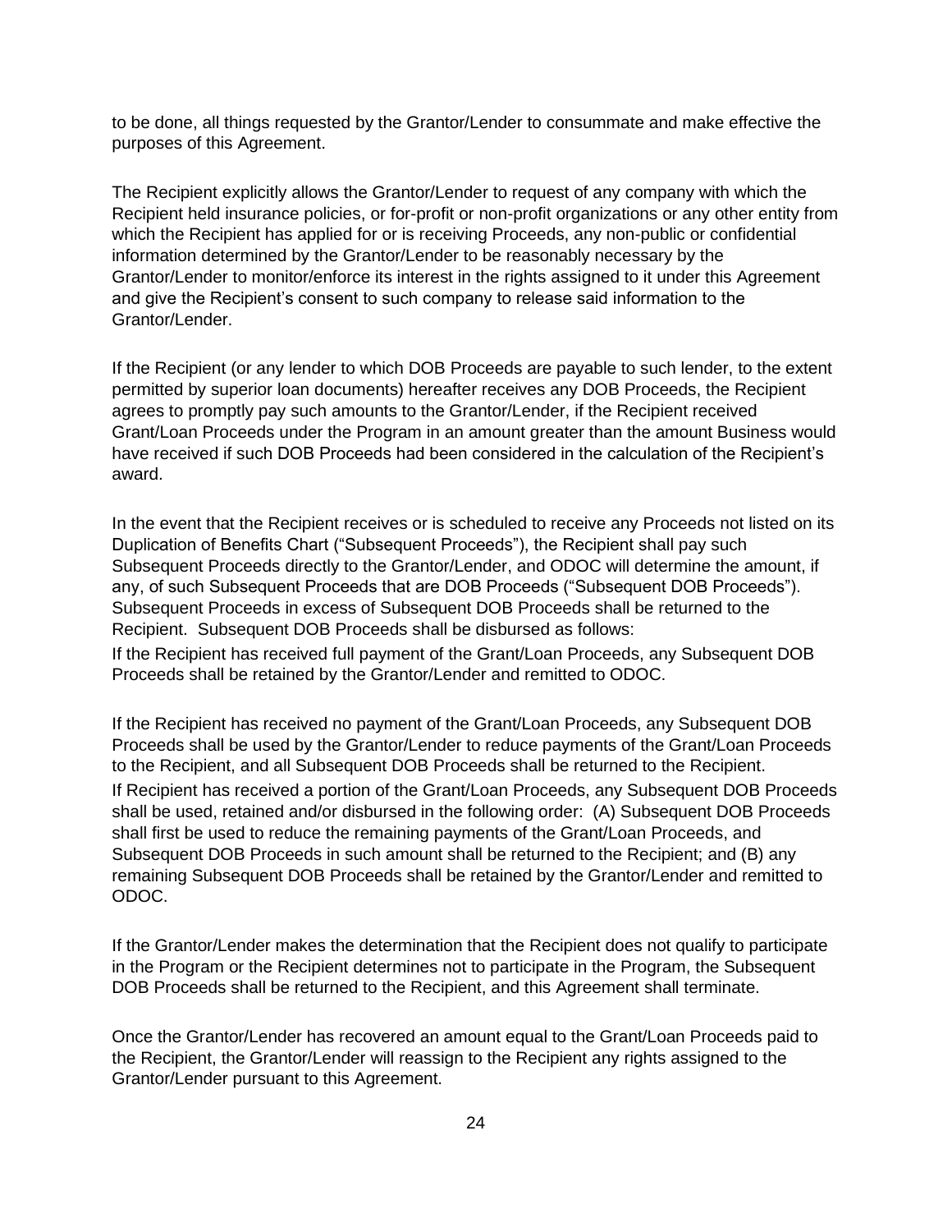to be done, all things requested by the Grantor/Lender to consummate and make effective the purposes of this Agreement.

The Recipient explicitly allows the Grantor/Lender to request of any company with which the Recipient held insurance policies, or for-profit or non-profit organizations or any other entity from which the Recipient has applied for or is receiving Proceeds, any non-public or confidential information determined by the Grantor/Lender to be reasonably necessary by the Grantor/Lender to monitor/enforce its interest in the rights assigned to it under this Agreement and give the Recipient's consent to such company to release said information to the Grantor/Lender.

If the Recipient (or any lender to which DOB Proceeds are payable to such lender, to the extent permitted by superior loan documents) hereafter receives any DOB Proceeds, the Recipient agrees to promptly pay such amounts to the Grantor/Lender, if the Recipient received Grant/Loan Proceeds under the Program in an amount greater than the amount Business would have received if such DOB Proceeds had been considered in the calculation of the Recipient's award.

In the event that the Recipient receives or is scheduled to receive any Proceeds not listed on its Duplication of Benefits Chart ("Subsequent Proceeds"), the Recipient shall pay such Subsequent Proceeds directly to the Grantor/Lender, and ODOC will determine the amount, if any, of such Subsequent Proceeds that are DOB Proceeds ("Subsequent DOB Proceeds"). Subsequent Proceeds in excess of Subsequent DOB Proceeds shall be returned to the Recipient. Subsequent DOB Proceeds shall be disbursed as follows:

If the Recipient has received full payment of the Grant/Loan Proceeds, any Subsequent DOB Proceeds shall be retained by the Grantor/Lender and remitted to ODOC.

If the Recipient has received no payment of the Grant/Loan Proceeds, any Subsequent DOB Proceeds shall be used by the Grantor/Lender to reduce payments of the Grant/Loan Proceeds to the Recipient, and all Subsequent DOB Proceeds shall be returned to the Recipient.

If Recipient has received a portion of the Grant/Loan Proceeds, any Subsequent DOB Proceeds shall be used, retained and/or disbursed in the following order: (A) Subsequent DOB Proceeds shall first be used to reduce the remaining payments of the Grant/Loan Proceeds, and Subsequent DOB Proceeds in such amount shall be returned to the Recipient; and (B) any remaining Subsequent DOB Proceeds shall be retained by the Grantor/Lender and remitted to ODOC.

If the Grantor/Lender makes the determination that the Recipient does not qualify to participate in the Program or the Recipient determines not to participate in the Program, the Subsequent DOB Proceeds shall be returned to the Recipient, and this Agreement shall terminate.

Once the Grantor/Lender has recovered an amount equal to the Grant/Loan Proceeds paid to the Recipient, the Grantor/Lender will reassign to the Recipient any rights assigned to the Grantor/Lender pursuant to this Agreement.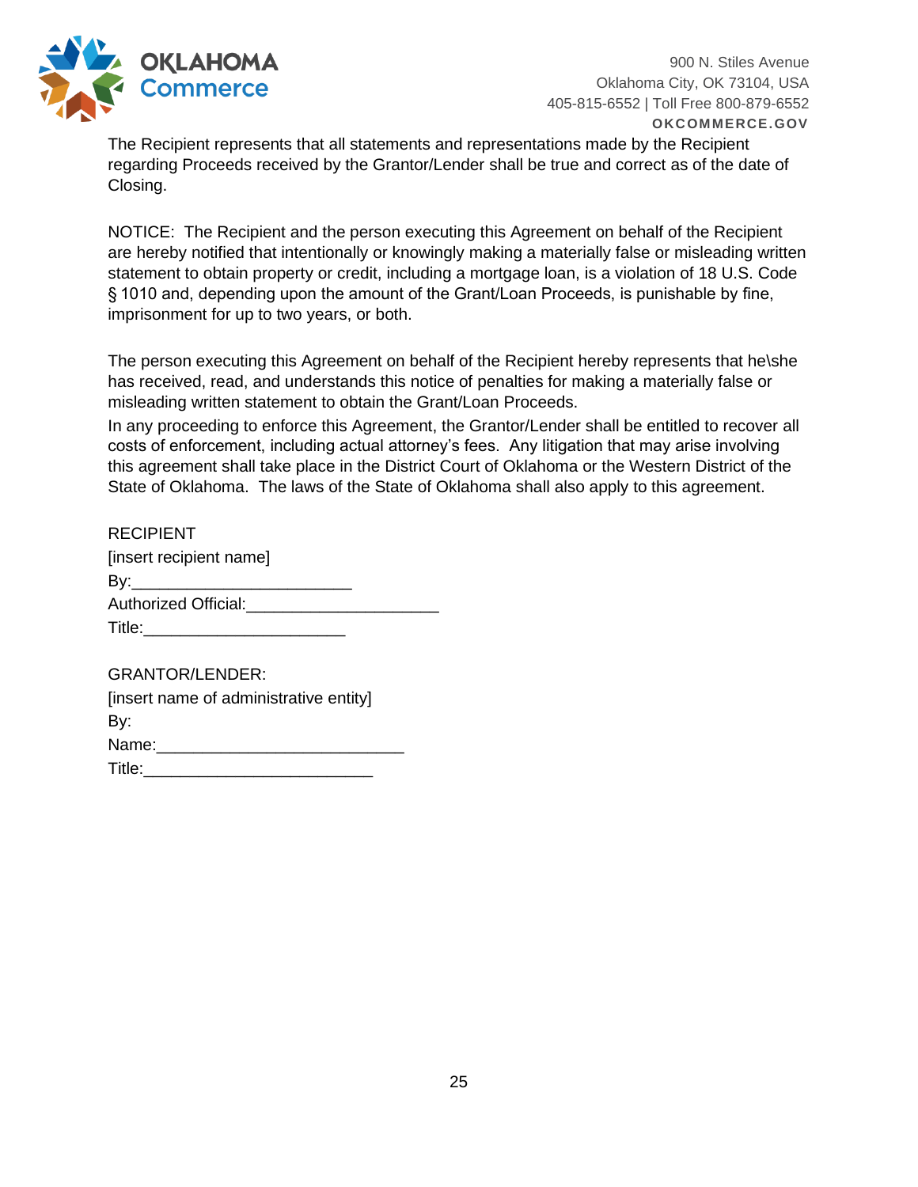The Recipient represents that all statements and representations made by the Recipient regarding Proceeds received by the Grantor/Lender shall be true and correct as of the date of Closing.

NOTICE: The Recipient and the person executing this Agreement on behalf of the Recipient are hereby notified that intentionally or knowingly making a materially false or misleading written statement to obtain property or credit, including a mortgage loan, is a violation of 18 U.S. Code § 1010 and, depending upon the amount of the Grant/Loan Proceeds, is punishable by fine, imprisonment for up to two years, or both.

The person executing this Agreement on behalf of the Recipient hereby represents that he\she has received, read, and understands this notice of penalties for making a materially false or misleading written statement to obtain the Grant/Loan Proceeds.

In any proceeding to enforce this Agreement, the Grantor/Lender shall be entitled to recover all costs of enforcement, including actual attorney's fees. Any litigation that may arise involving this agreement shall take place in the District Court of Oklahoma or the Western District of the State of Oklahoma. The laws of the State of Oklahoma shall also apply to this agreement.

RECIPIENT
[insert recipient name]
By:_________________________
Authorized Official:______________________
Title:_______________________

GRANTOR/LENDER:
[insert name of administrative entity]
By:
Name:____________________________
Title:__________________________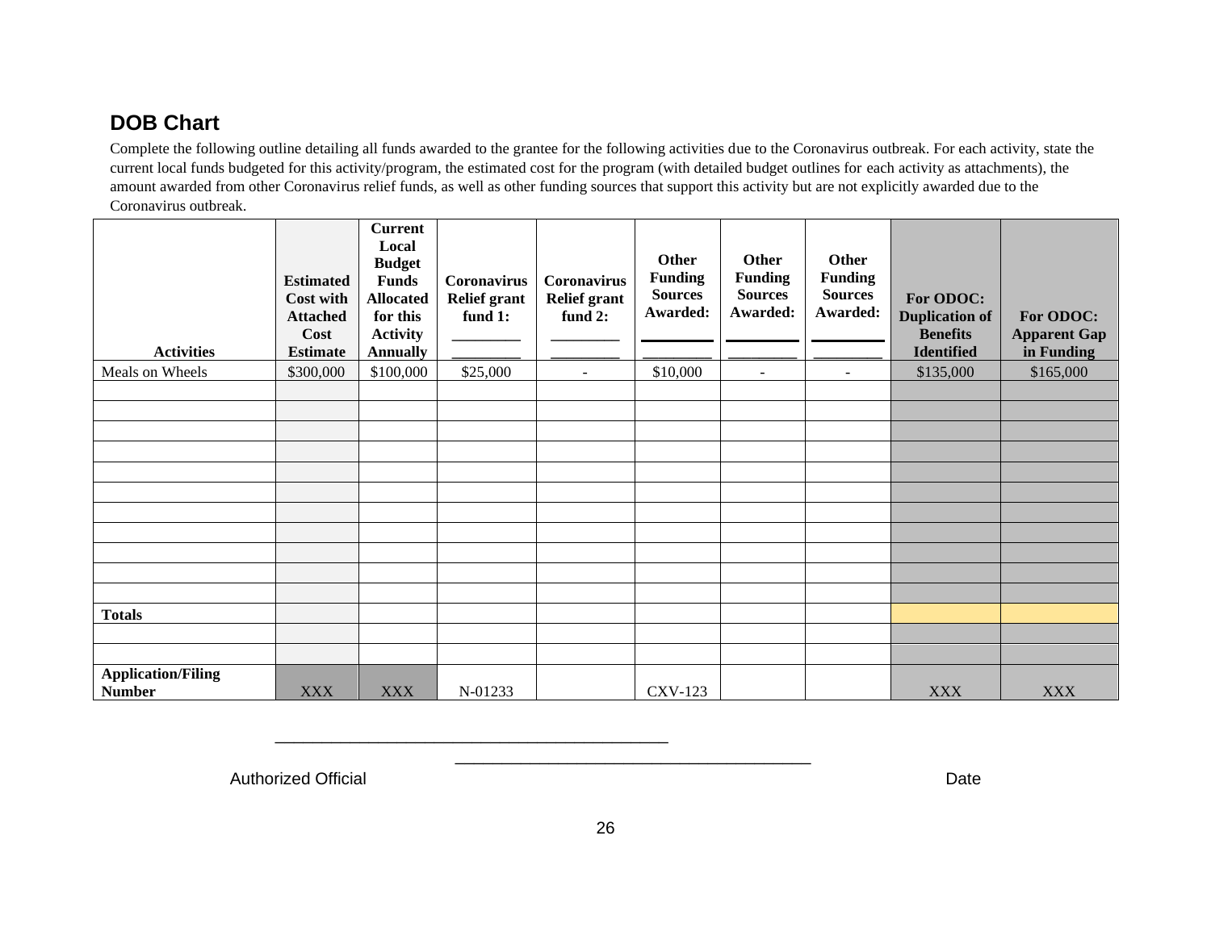## DOB Chart

Complete the following outline detailing all funds awarded to the grantee for the following activities due to the Coronavirus outbreak. For each activity, state the current local funds budgeted for this activity/program, the estimated cost for the program (with detailed budget outlines for each activity as attachments), the amount awarded from other Coronavirus relief funds, as well as other funding sources that support this activity but are not explicitly awarded due to the Coronavirus outbreak.

| Activities | Estimated Cost with Attached Cost Estimate | Current Local Budget Funds Allocated for this Activity Annually | Coronavirus Relief grant fund 1: ________ ________ | Coronavirus Relief grant fund 2: ________ ________ | Other Funding Sources Awarded: ________ ________ | Other Funding Sources Awarded: ________ ________ | Other Funding Sources Awarded: ________ ________ | For ODOC: Duplication of Benefits Identified | For ODOC: Apparent Gap in Funding |
|---|---|---|---|---|---|---|---|---|---|
| Meals on Wheels | $300,000 | $100,000 | $25,000 | - | $10,000 | - | - | $135,000 | $165,000 |
| | | | | | | | | | |
| | | | | | | | | | |
| | | | | | | | | | |
| | | | | | | | | | |
| | | | | | | | | | |
| | | | | | | | | | |
| | | | | | | | | | |
| | | | | | | | | | |
| | | | | | | | | | |
| | | | | | | | | | |
| | | | | | | | | | |
| **Totals** | | | | | | | | | |
| | | | | | | | | | |
| | | | | | | | | | |
| **Application/Filing Number** | XXX | XXX | N-01233 | | CXV-123 | | | XXX | XXX |

______________________________________________

______________________________________________

Authorized Official                                                                                     Date